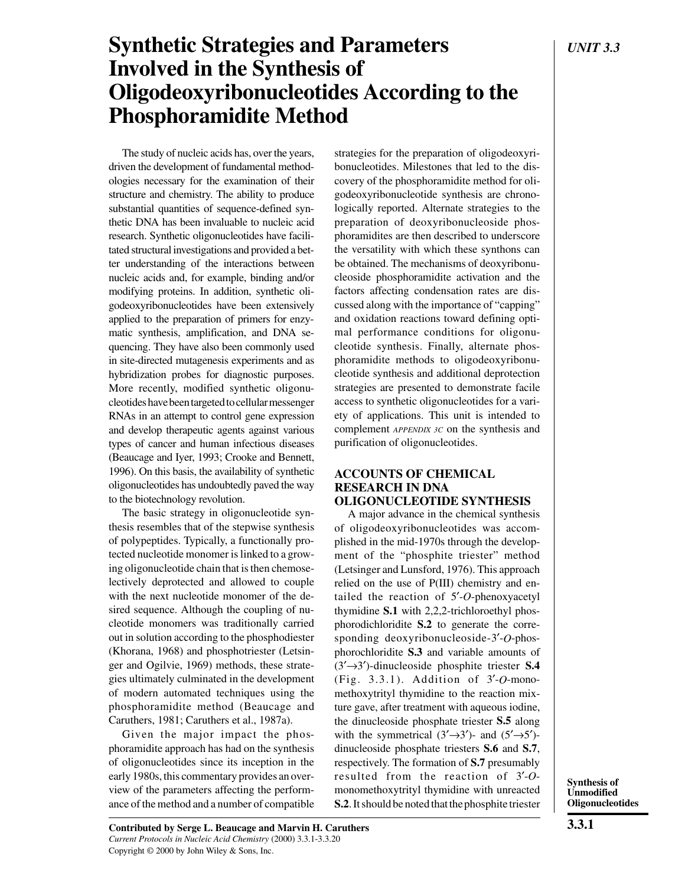# Synthetic Strategies and Parameters Involved in the Synthesis of Oligodeoxyribonucleotides According to the Phosphoramidite Method

The study of nucleic acids has, over the years, driven the development of fundamental methodologies necessary for the examination of their structure and chemistry. The ability to produce substantial quantities of sequence-defined synthetic DNA has been invaluable to nucleic acid research. Synthetic oligonucleotides have facilitated structural investigations and provided a better understanding of the interactions between nucleic acids and, for example, binding and/or modifying proteins. In addition, synthetic oligodeoxyribonucleotides have been extensively applied to the preparation of primers for enzymatic synthesis, amplification, and DNA sequencing. They have also been commonly used in site-directed mutagenesis experiments and as hybridization probes for diagnostic purposes. More recently, modified synthetic oligonucleotides have been targeted to cellular messenger RNAs in an attempt to control gene expression and develop therapeutic agents against various types of cancer and human infectious diseases (Beaucage and Iyer, 1993; Crooke and Bennett, 1996). On this basis, the availability of synthetic oligonucleotides has undoubtedly paved the way to the biotechnology revolution.

The basic strategy in oligonucleotide synthesis resembles that of the stepwise synthesis of polypeptides. Typically, a functionally protected nucleotide monomer is linked to a growing oligonucleotide chain that is then chemoselectively deprotected and allowed to couple with the next nucleotide monomer of the desired sequence. Although the coupling of nucleotide monomers was traditionally carried out in solution according to the phosphodiester (Khorana, 1968) and phosphotriester (Letsinger and Ogilvie, 1969) methods, these strategies ultimately culminated in the development of modern automated techniques using the phosphoramidite method (Beaucage and Caruthers, 1981; Caruthers et al., 1987a).

Given the major impact the phosphoramidite approach has had on the synthesis of oligonucleotides since its inception in the early 1980s, this commentary provides an overview of the parameters affecting the performance of the method and a number of compatible strategies for the preparation of oligodeoxyribonucleotides. Milestones that led to the discovery of the phosphoramidite method for oligodeoxyribonucleotide synthesis are chronologically reported. Alternate strategies to the preparation of deoxyribonucleoside phosphoramidites are then described to underscore the versatility with which these synthons can be obtained. The mechanisms of deoxyribonucleoside phosphoramidite activation and the factors affecting condensation rates are discussed along with the importance of "capping" and oxidation reactions toward defining optimal performance conditions for oligonucleotide synthesis. Finally, alternate phosphoramidite methods to oligodeoxyribonucleotide synthesis and additional deprotection strategies are presented to demonstrate facile access to synthetic oligonucleotides for a variety of applications. This unit is intended to complement *APPENDIX 3C* on the synthesis and purification of oligonucleotides.

## ACCOUNTS OF CHEMICAL RESEARCH IN DNA OLIGONUCLEOTIDE SYNTHESIS

A major advance in the chemical synthesis of oligodeoxyribonucleotides was accomplished in the mid-1970s through the development of the "phosphite triester" method (Letsinger and Lunsford, 1976). This approach relied on the use of P(III) chemistry and entailed the reaction of 5′-*O*-phenoxyacetyl thymidine **S.1** with 2,2,2-trichloroethyl phosphorodichloridite **S.2** to generate the corresponding deoxyribonucleoside-3′-*O*-phosphorochloridite **S.3** and variable amounts of (3′→3′)-dinucleoside phosphite triester **S.4** (Fig. 3.3.1). Addition of 3′-*O*-monomethoxytrityl thymidine to the reaction mixture gave, after treatment with aqueous iodine, the dinucleoside phosphate triester **S.5** along with the symmetrical (3′→3′)- and (5′→5′)-dinucleoside phosphate triesters **S.6** and **S.7**, respectively. The formation of **S.7** presumably resulted from the reaction of 3′-*O*-monomethoxytrityl thymidine with unreacted **S.2**. It should be noted that the phosphite triester

Contributed by Serge L. Beaucage and Marvin H. Caruthers
*Current Protocols in Nucleic Acid Chemistry* (2000) 3.3.1-3.3.20
Copyright © 2000 by John Wiley & Sons, Inc.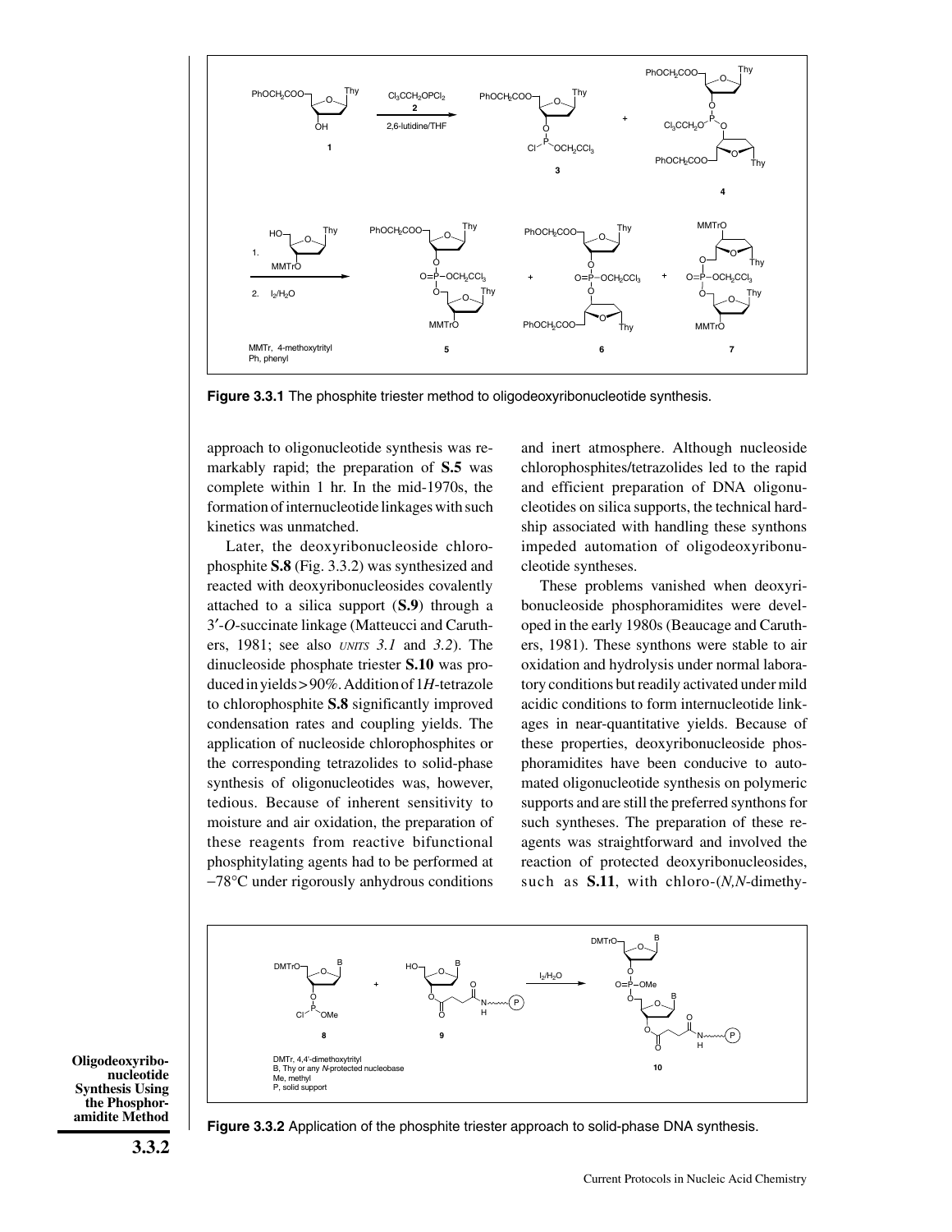Figure 3.3.1 The phosphite triester method to oligodeoxyribonucleotide synthesis.

approach to oligonucleotide synthesis was remarkably rapid; the preparation of **S.5** was complete within 1 hr. In the mid-1970s, the formation of internucleotide linkages with such kinetics was unmatched.

Later, the deoxyribonucleoside chlorophosphite **S.8** (Fig. 3.3.2) was synthesized and reacted with deoxyribonucleosides covalently attached to a silica support (**S.9**) through a 3′-*O*-succinate linkage (Matteucci and Caruthers, 1981; see also *UNITS 3.1* and *3.2*). The dinucleoside phosphate triester **S.10** was produced in yields >90%. Addition of 1*H*-tetrazole to chlorophosphite **S.8** significantly improved condensation rates and coupling yields. The application of nucleoside chlorophosphites or the corresponding tetrazolides to solid-phase synthesis of oligonucleotides was, however, tedious. Because of inherent sensitivity to moisture and air oxidation, the preparation of these reagents from reactive bifunctional phosphitylating agents had to be performed at –78°C under rigorously anhydrous conditions and inert atmosphere. Although nucleoside chlorophosphites/tetrazolides led to the rapid and efficient preparation of DNA oligonucleotides on silica supports, the technical hardship associated with handling these synthons impeded automation of oligodeoxyribonucleotide syntheses.

These problems vanished when deoxyribonucleoside phosphoramidites were developed in the early 1980s (Beaucage and Caruthers, 1981). These synthons were stable to air oxidation and hydrolysis under normal laboratory conditions but readily activated under mild acidic conditions to form internucleotide linkages in near-quantitative yields. Because of these properties, deoxyribonucleoside phosphoramidites have been conducive to automated oligonucleotide synthesis on polymeric supports and are still the preferred synthons for such syntheses. The preparation of these reagents was straightforward and involved the reaction of protected deoxyribonucleosides, such as **S.11**, with chloro-(*N,N*-dimethy-

Figure 3.3.2 Application of the phosphite triester approach to solid-phase DNA synthesis.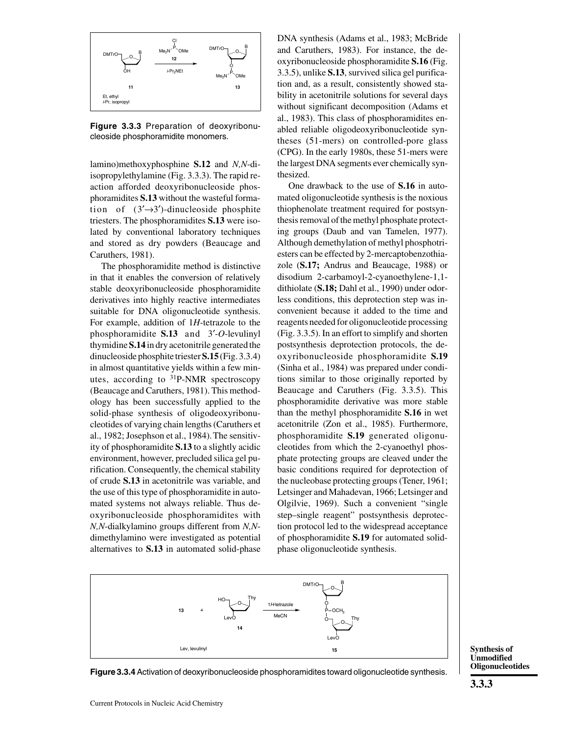Et, ethyl
*i*-Pr, isopropyl

**Figure 3.3.3** Preparation of deoxyribonucleoside phosphoramidite monomers.

lamino)methoxyphosphine **S.12** and *N,N*-diisopropylethylamine (Fig. 3.3.3). The rapid reaction afforded deoxyribonucleoside phosphoramidites **S.13** without the wasteful formation of (3′→3′)-dinucleoside phosphite triesters. The phosphoramidites **S.13** were isolated by conventional laboratory techniques and stored as dry powders (Beaucage and Caruthers, 1981).

The phosphoramidite method is distinctive in that it enables the conversion of relatively stable deoxyribonucleoside phosphoramidite derivatives into highly reactive intermediates suitable for DNA oligonucleotide synthesis. For example, addition of 1*H*-tetrazole to the phosphoramidite **S.13** and 3′-*O*-levulinyl thymidine **S.14** in dry acetonitrile generated the dinucleoside phosphite triester **S.15** (Fig. 3.3.4) in almost quantitative yields within a few minutes, according to $^{31}$P-NMR spectroscopy (Beaucage and Caruthers, 1981). This methodology has been successfully applied to the solid-phase synthesis of oligodeoxyribonucleotides of varying chain lengths (Caruthers et al., 1982; Josephson et al., 1984). The sensitivity of phosphoramidite **S.13** to a slightly acidic environment, however, precluded silica gel purification. Consequently, the chemical stability of crude **S.13** in acetonitrile was variable, and the use of this type of phosphoramidite in automated systems not always reliable. Thus deoxyribonucleoside phosphoramidites with *N,N*-dialkylamino groups different from *N,N*-dimethylamino were investigated as potential alternatives to **S.13** in automated solid-phase DNA synthesis (Adams et al., 1983; McBride and Caruthers, 1983). For instance, the deoxyribonucleoside phosphoramidite **S.16** (Fig. 3.3.5), unlike **S.13**, survived silica gel purification and, as a result, consistently showed stability in acetonitrile solutions for several days without significant decomposition (Adams et al., 1983). This class of phosphoramidites enabled reliable oligodeoxyribonucleotide syntheses (51-mers) on controlled-pore glass (CPG). In the early 1980s, these 51-mers were the largest DNA segments ever chemically synthesized.

One drawback to the use of **S.16** in automated oligonucleotide synthesis is the noxious thiophenolate treatment required for postsynthesis removal of the methyl phosphate protecting groups (Daub and van Tamelen, 1977). Although demethylation of methyl phosphotriesters can be effected by 2-mercaptobenzothiazole (**S.17;** Andrus and Beaucage, 1988) or disodium 2-carbamoyl-2-cyanoethylene-1,1-dithiolate (**S.18;** Dahl et al., 1990) under odorless conditions, this deprotection step was inconvenient because it added to the time and reagents needed for oligonucleotide processing (Fig. 3.3.5). In an effort to simplify and shorten postsynthesis deprotection protocols, the deoxyribonucleoside phosphoramidite **S.19** (Sinha et al., 1984) was prepared under conditions similar to those originally reported by Beaucage and Caruthers (Fig. 3.3.5). This phosphoramidite derivative was more stable than the methyl phosphoramidite **S.16** in wet acetonitrile (Zon et al., 1985). Furthermore, phosphoramidite **S.19** generated oligonucleotides from which the 2-cyanoethyl phosphate protecting groups are cleaved under the basic conditions required for deprotection of the nucleobase protecting groups (Tener, 1961; Letsinger and Mahadevan, 1966; Letsinger and Olgilvie, 1969). Such a convenient "single step–single reagent" postsynthesis deprotection protocol led to the widespread acceptance of phosphoramidite **S.19** for automated solid-phase oligonucleotide synthesis.

Lev, levulinyl

**Figure 3.3.4** Activation of deoxyribonucleoside phosphoramidites toward oligonucleotide synthesis.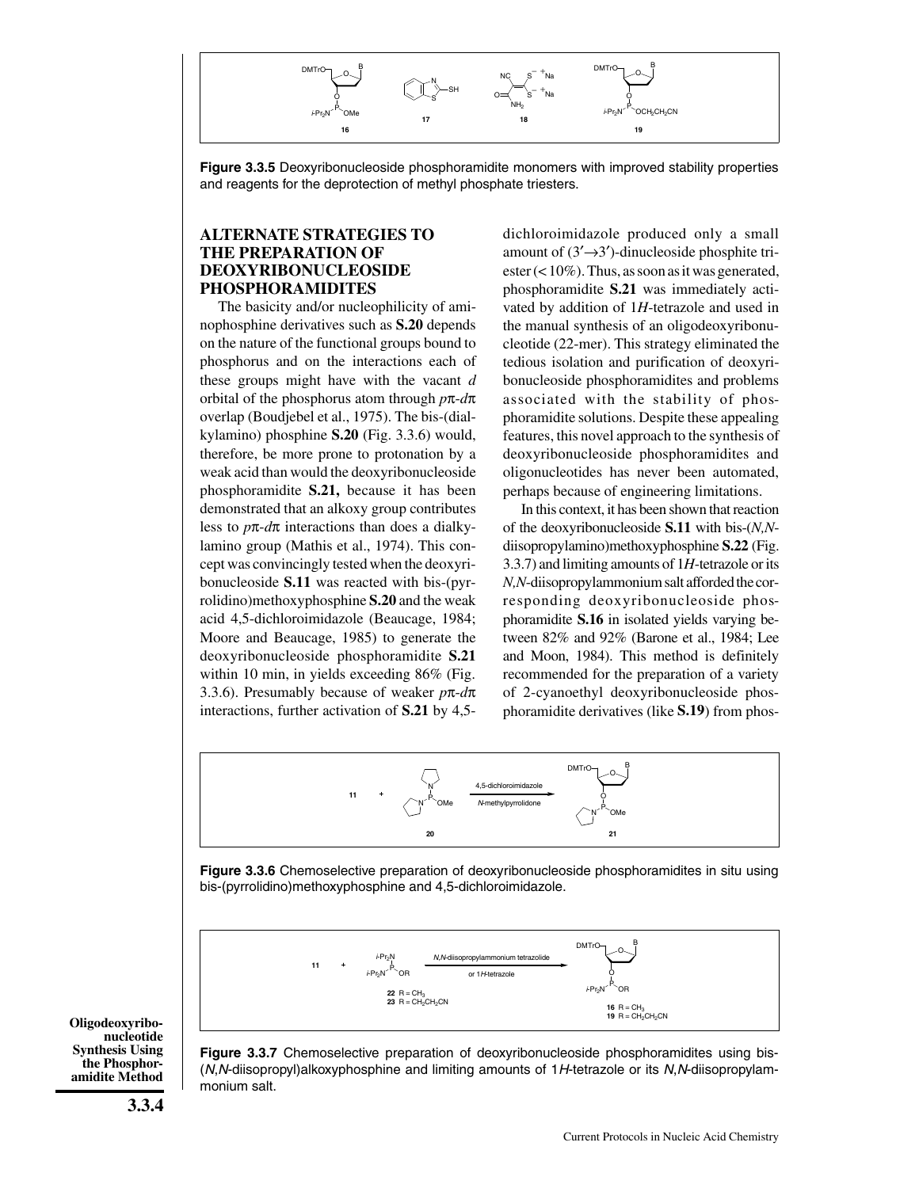DMTrO B O O P i-Pr2N OMe 16

17 (N, S, SH)

NC S− +Na O S− +Na NH2 18

DMTrO B O O P i-Pr2N OCH2CH2CN 19

**Figure 3.3.5** Deoxyribonucleoside phosphoramidite monomers with improved stability properties and reagents for the deprotection of methyl phosphate triesters.

## ALTERNATE STRATEGIES TO THE PREPARATION OF DEOXYRIBONUCLEOSIDE PHOSPHORAMIDITES

The basicity and/or nucleophilicity of aminophosphine derivatives such as **S.20** depends on the nature of the functional groups bound to phosphorus and on the interactions each of these groups might have with the vacant *d* orbital of the phosphorus atom through $p\pi$-$d\pi$ overlap (Boudjebel et al., 1975). The bis-(dialkylamino) phosphine **S.20** (Fig. 3.3.6) would, therefore, be more prone to protonation by a weak acid than would the deoxyribonucleoside phosphoramidite **S.21,** because it has been demonstrated that an alkoxy group contributes less to $p\pi$-$d\pi$ interactions than does a dialkylamino group (Mathis et al., 1974). This concept was convincingly tested when the deoxyribonucleoside **S.11** was reacted with bis-(pyrrolidino)methoxyphosphine **S.20** and the weak acid 4,5-dichloroimidazole (Beaucage, 1984; Moore and Beaucage, 1985) to generate the deoxyribonucleoside phosphoramidite **S.21** within 10 min, in yields exceeding 86% (Fig. 3.3.6). Presumably because of weaker $p\pi$-$d\pi$ interactions, further activation of **S.21** by 4,5-dichloroimidazole produced only a small amount of (3′→3′)-dinucleoside phosphite triester (< 10%). Thus, as soon as it was generated, phosphoramidite **S.21** was immediately activated by addition of 1*H*-tetrazole and used in the manual synthesis of an oligodeoxyribonucleotide (22-mer). This strategy eliminated the tedious isolation and purification of deoxyribonucleoside phosphoramidites and problems associated with the stability of phosphoramidite solutions. Despite these appealing features, this novel approach to the synthesis of deoxyribonucleoside phosphoramidites and oligonucleotides has never been automated, perhaps because of engineering limitations.

In this context, it has been shown that reaction of the deoxyribonucleoside **S.11** with bis-(*N,N*-diisopropylamino)methoxyphosphine **S.22** (Fig. 3.3.7) and limiting amounts of 1*H*-tetrazole or its *N,N*-diisopropylammonium salt afforded the corresponding deoxyribonucleoside phosphoramidite **S.16** in isolated yields varying between 82% and 92% (Barone et al., 1984; Lee and Moon, 1984). This method is definitely recommended for the preparation of a variety of 2-cyanoethyl deoxyribonucleoside phosphoramidite derivatives (like **S.19**) from phos-

11 + 20 —(4,5-dichloroimidazole / *N*-methylpyrrolidone)→ 21

**Figure 3.3.6** Chemoselective preparation of deoxyribonucleoside phosphoramidites in situ using bis-(pyrrolidino)methoxyphosphine and 4,5-dichloroimidazole.

11 + *i*-Pr2N(*i*-Pr2N)P–OR —(*N,N*-diisopropylammonium tetrazolide or 1*H*-tetrazole)→ DMTrO B O O P *i*-Pr2N OR

**22** R = CH3
**23** R = CH2CH2CN

**16** R = CH3
**19** R = CH2CH2CN

**Figure 3.3.7** Chemoselective preparation of deoxyribonucleoside phosphoramidites using bis-(*N,N*-diisopropyl)alkoxyphosphine and limiting amounts of 1*H*-tetrazole or its *N,N*-diisopropylammonium salt.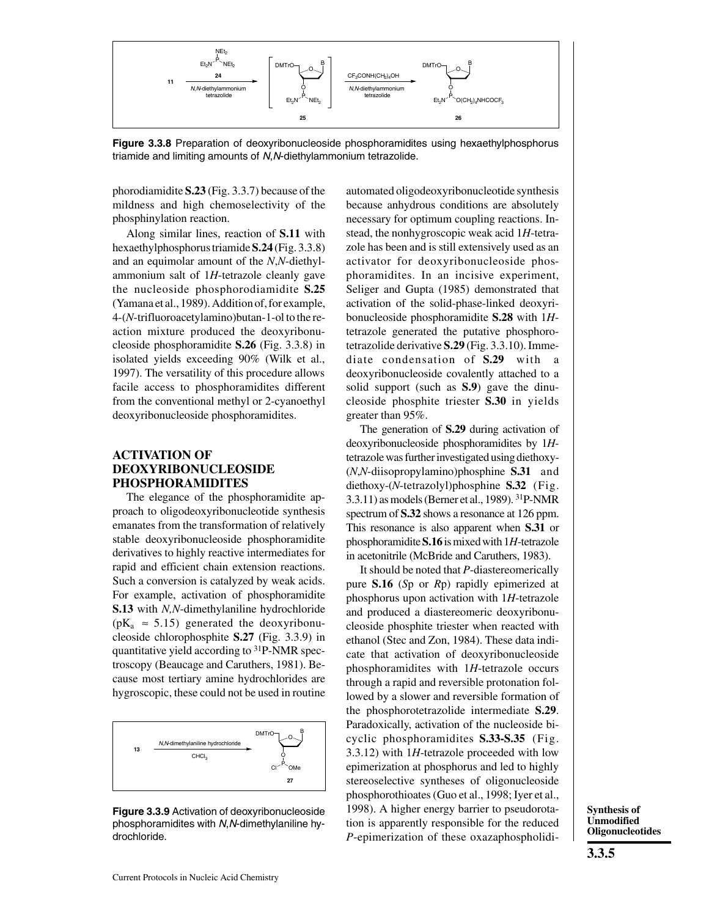**Figure 3.3.8** Preparation of deoxyribonucleoside phosphoramidites using hexaethylphosphorus triamide and limiting amounts of *N*,*N*-diethylammonium tetrazolide.

phorodiamidite **S.23** (Fig. 3.3.7) because of the mildness and high chemoselectivity of the phosphinylation reaction.

Along similar lines, reaction of **S.11** with hexaethylphosphorus triamide **S.24** (Fig. 3.3.8) and an equimolar amount of the *N*,*N*-diethylammonium salt of 1*H*-tetrazole cleanly gave the nucleoside phosphorodiamidite **S.25** (Yamana et al., 1989). Addition of, for example, 4-(*N*-trifluoroacetylamino)butan-1-ol to the reaction mixture produced the deoxyribonucleoside phosphoramidite **S.26** (Fig. 3.3.8) in isolated yields exceeding 90% (Wilk et al., 1997). The versatility of this procedure allows facile access to phosphoramidites different from the conventional methyl or 2-cyanoethyl deoxyribonucleoside phosphoramidites.

## ACTIVATION OF DEOXYRIBONUCLEOSIDE PHOSPHORAMIDITES

The elegance of the phosphoramidite approach to oligodeoxyribonucleotide synthesis emanates from the transformation of relatively stable deoxyribonucleoside phosphoramidite derivatives to highly reactive intermediates for rapid and efficient chain extension reactions. Such a conversion is catalyzed by weak acids. For example, activation of phosphoramidite **S.13** with *N,N*-dimethylaniline hydrochloride ($pK_a \approx 5.15$) generated the deoxyribonucleoside chlorophosphite **S.27** (Fig. 3.3.9) in quantitative yield according to $^{31}$P-NMR spectroscopy (Beaucage and Caruthers, 1981). Because most tertiary amine hydrochlorides are hygroscopic, these could not be used in routine automated oligodeoxyribonucleotide synthesis because anhydrous conditions are absolutely necessary for optimum coupling reactions. Instead, the nonhygroscopic weak acid 1*H*-tetrazole has been and is still extensively used as an activator for deoxyribonucleoside phosphoramidites. In an incisive experiment, Seliger and Gupta (1985) demonstrated that activation of the solid-phase-linked deoxyribonucleoside phosphoramidite **S.28** with 1*H*-tetrazole generated the putative phosphorotetrazolide derivative **S.29** (Fig. 3.3.10). Immediate condensation of **S.29** with a deoxyribonucleoside covalently attached to a solid support (such as **S.9**) gave the dinucleoside phosphite triester **S.30** in yields greater than 95%.

**Figure 3.3.9** Activation of deoxyribonucleoside phosphoramidites with *N*,*N*-dimethylaniline hydrochloride.

The generation of **S.29** during activation of deoxyribonucleoside phosphoramidites by 1*H*-tetrazole was further investigated using diethoxy-(*N*,*N*-diisopropylamino)phosphine **S.31** and diethoxy-(*N*-tetrazolyl)phosphine **S.32** (Fig. 3.3.11) as models (Berner et al., 1989). $^{31}$P-NMR spectrum of **S.32** shows a resonance at 126 ppm. This resonance is also apparent when **S.31** or phosphoramidite **S.16** is mixed with 1*H*-tetrazole in acetonitrile (McBride and Caruthers, 1983).

It should be noted that *P*-diastereomerically pure **S.16** (*S*p or *R*p) rapidly epimerized at phosphorus upon activation with 1*H*-tetrazole and produced a diastereomeric deoxyribonucleoside phosphite triester when reacted with ethanol (Stec and Zon, 1984). These data indicate that activation of deoxyribonucleoside phosphoramidites with 1*H*-tetrazole occurs through a rapid and reversible protonation followed by a slower and reversible formation of the phosphorotetrazolide intermediate **S.29**. Paradoxically, activation of the nucleoside bicyclic phosphoramidites **S.33-S.35** (Fig. 3.3.12) with 1*H*-tetrazole proceeded with low epimerization at phosphorus and led to highly stereoselective syntheses of oligonucleoside phosphorothioates (Guo et al., 1998; Iyer et al., 1998). A higher energy barrier to pseudorotation is apparently responsible for the reduced *P*-epimerization of these oxazaphospholidi-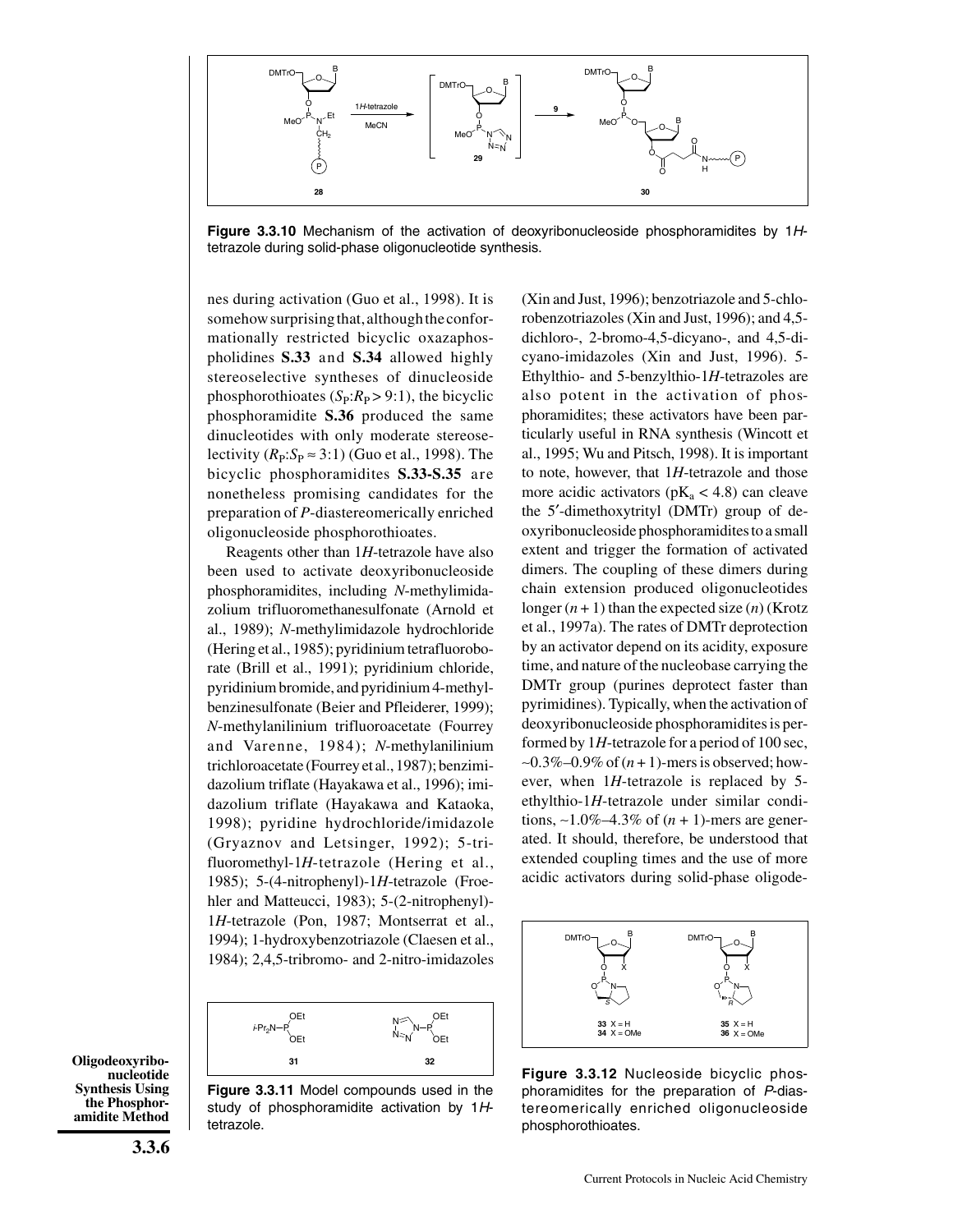**Figure 3.3.10** Mechanism of the activation of deoxyribonucleoside phosphoramidites by 1*H*-tetrazole during solid-phase oligonucleotide synthesis.

nes during activation (Guo et al., 1998). It is somehow surprising that, although the conformationally restricted bicyclic oxazaphospholidines **S.33** and **S.34** allowed highly stereoselective syntheses of dinucleoside phosphorothioates ($S_P$:$R_P$ > 9:1), the bicyclic phosphoramidite **S.36** produced the same dinucleotides with only moderate stereoselectivity ($R_P$:$S_P$ ≈ 3:1) (Guo et al., 1998). The bicyclic phosphoramidites **S.33-S.35** are nonetheless promising candidates for the preparation of *P*-diastereomerically enriched oligonucleoside phosphorothioates.

Reagents other than 1*H*-tetrazole have also been used to activate deoxyribonucleoside phosphoramidites, including *N*-methylimidazolium trifluoromethanesulfonate (Arnold et al., 1989); *N*-methylimidazole hydrochloride (Hering et al., 1985); pyridinium tetrafluoroborate (Brill et al., 1991); pyridinium chloride, pyridinium bromide, and pyridinium 4-methylbenzinesulfonate (Beier and Pfleiderer, 1999); *N*-methylanilinium trifluoroacetate (Fourrey and Varenne, 1984); *N*-methylanilinium trichloroacetate (Fourrey et al., 1987); benzimidazolium triflate (Hayakawa et al., 1996); imidazolium triflate (Hayakawa and Kataoka, 1998); pyridine hydrochloride/imidazole (Gryaznov and Letsinger, 1992); 5-trifluoromethyl-1*H*-tetrazole (Hering et al., 1985); 5-(4-nitrophenyl)-1*H*-tetrazole (Froehler and Matteucci, 1983); 5-(2-nitrophenyl)-1*H*-tetrazole (Pon, 1987; Montserrat et al., 1994); 1-hydroxybenzotriazole (Claesen et al., 1984); 2,4,5-tribromo- and 2-nitro-imidazoles (Xin and Just, 1996); benzotriazole and 5-chlorobenzotriazoles (Xin and Just, 1996); and 4,5-dichloro-, 2-bromo-4,5-dicyano-, and 4,5-dicyano-imidazoles (Xin and Just, 1996). 5-Ethylthio- and 5-benzylthio-1*H*-tetrazoles are also potent in the activation of phosphoramidites; these activators have been particularly useful in RNA synthesis (Wincott et al., 1995; Wu and Pitsch, 1998). It is important to note, however, that 1*H*-tetrazole and those more acidic activators ($pK_a$ < 4.8) can cleave the 5′-dimethoxytrityl (DMTr) group of deoxyribonucleoside phosphoramidites to a small extent and trigger the formation of activated dimers. The coupling of these dimers during chain extension produced oligonucleotides longer ($n + 1$) than the expected size ($n$) (Krotz et al., 1997a). The rates of DMTr deprotection by an activator depend on its acidity, exposure time, and nature of the nucleobase carrying the DMTr group (purines deprotect faster than pyrimidines). Typically, when the activation of deoxyribonucleoside phosphoramidites is performed by 1*H*-tetrazole for a period of 100 sec, ~0.3%–0.9% of ($n + 1$)-mers is observed; however, when 1*H*-tetrazole is replaced by 5-ethylthio-1*H*-tetrazole under similar conditions, ~1.0%–4.3% of ($n + 1$)-mers are generated. It should, therefore, be understood that extended coupling times and the use of more acidic activators during solid-phase oligode-

**Figure 3.3.11** Model compounds used in the study of phosphoramidite activation by 1*H*-tetrazole.

**Figure 3.3.12** Nucleoside bicyclic phosphoramidites for the preparation of *P*-diastereomerically enriched oligonucleoside phosphorothioates.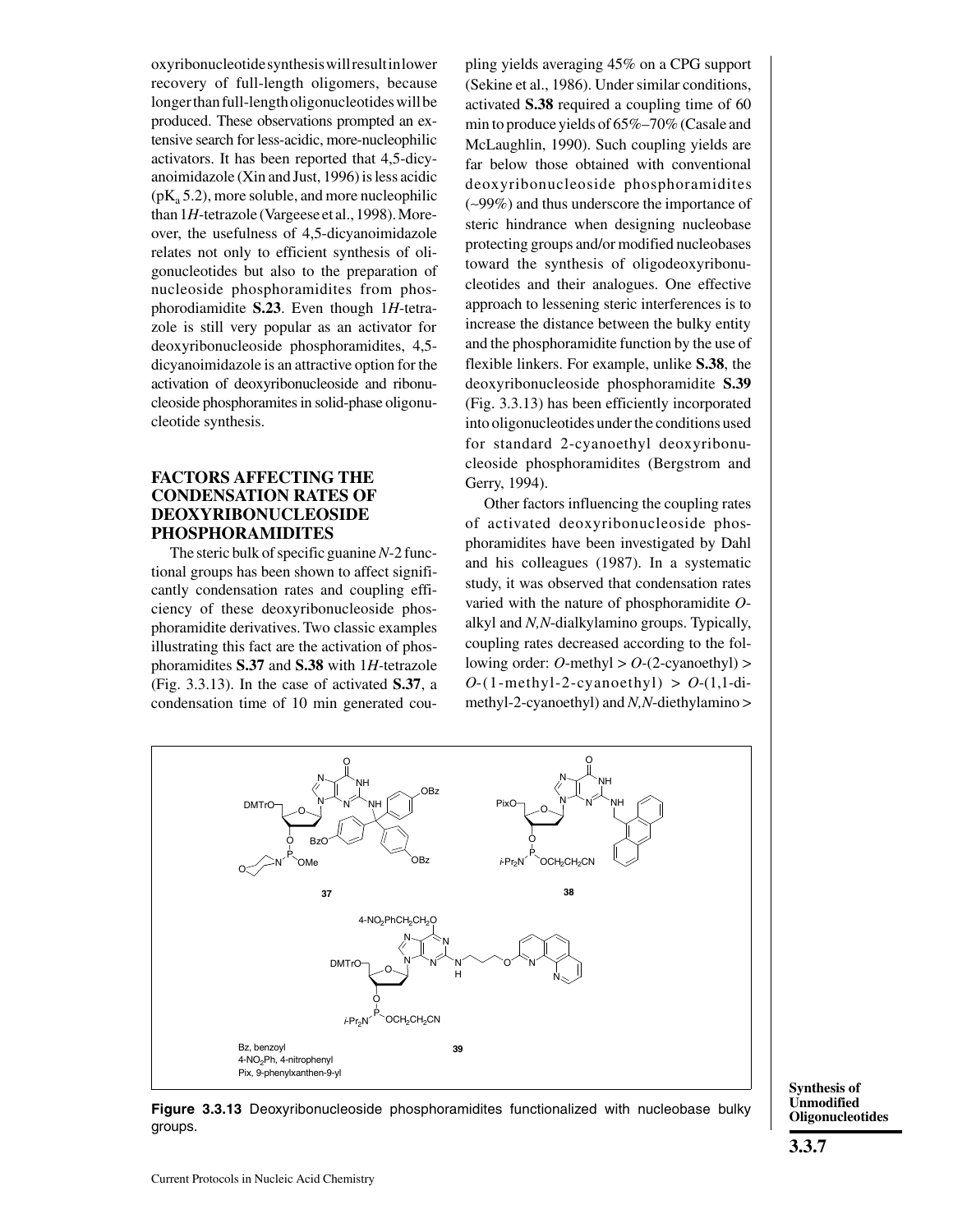oxyribonucleotide synthesis will result in lower recovery of full-length oligomers, because longer than full-length oligonucleotides will be produced. These observations prompted an extensive search for less-acidic, more-nucleophilic activators. It has been reported that 4,5-dicyanoimidazole (Xin and Just, 1996) is less acidic ($pK_a$ 5.2), more soluble, and more nucleophilic than 1*H*-tetrazole (Vargeese et al., 1998). Moreover, the usefulness of 4,5-dicyanoimidazole relates not only to efficient synthesis of oligonucleotides but also to the preparation of nucleoside phosphoramidites from phosphorodiamidite **S.23**. Even though 1*H*-tetrazole is still very popular as an activator for deoxyribonucleoside phosphoramidites, 4,5-dicyanoimidazole is an attractive option for the activation of deoxyribonucleoside and ribonucleoside phosphoramites in solid-phase oligonucleotide synthesis.

## FACTORS AFFECTING THE CONDENSATION RATES OF DEOXYRIBONUCLEOSIDE PHOSPHORAMIDITES

The steric bulk of specific guanine *N*-2 functional groups has been shown to affect significantly condensation rates and coupling efficiency of these deoxyribonucleoside phosphoramidite derivatives. Two classic examples illustrating this fact are the activation of phosphoramidites **S.37** and **S.38** with 1*H*-tetrazole (Fig. 3.3.13). In the case of activated **S.37**, a condensation time of 10 min generated coupling yields averaging 45% on a CPG support (Sekine et al., 1986). Under similar conditions, activated **S.38** required a coupling time of 60 min to produce yields of 65%–70% (Casale and McLaughlin, 1990). Such coupling yields are far below those obtained with conventional deoxyribonucleoside phosphoramidites (~99%) and thus underscore the importance of steric hindrance when designing nucleobase protecting groups and/or modified nucleobases toward the synthesis of oligodeoxyribonucleotides and their analogues. One effective approach to lessening steric interferences is to increase the distance between the bulky entity and the phosphoramidite function by the use of flexible linkers. For example, unlike **S.38**, the deoxyribonucleoside phosphoramidite **S.39** (Fig. 3.3.13) has been efficiently incorporated into oligonucleotides under the conditions used for standard 2-cyanoethyl deoxyribonucleoside phosphoramidites (Bergstrom and Gerry, 1994).

Other factors influencing the coupling rates of activated deoxyribonucleoside phosphoramidites have been investigated by Dahl and his colleagues (1987). In a systematic study, it was observed that condensation rates varied with the nature of phosphoramidite *O*-alkyl and *N,N*-dialkylamino groups. Typically, coupling rates decreased according to the following order: *O*-methyl > *O*-(2-cyanoethyl) > *O*-(1-methyl-2-cyanoethyl) > *O*-(1,1-dimethyl-2-cyanoethyl) and *N,N*-diethylamino >

Bz, benzoyl
4-$NO_2$Ph, 4-nitrophenyl
Pix, 9-phenylxanthen-9-yl

**Figure 3.3.13** Deoxyribonucleoside phosphoramidites functionalized with nucleobase bulky groups.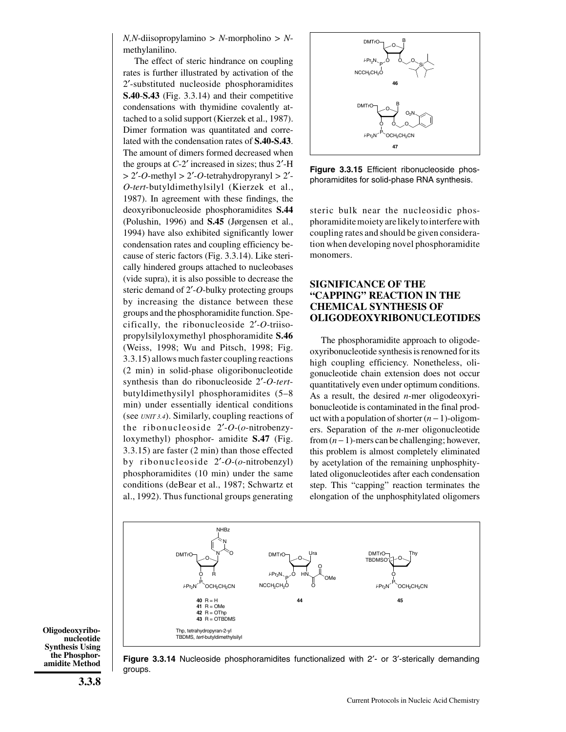*N,N*-diisopropylamino > *N*-morpholino > *N*-methylanilino.

The effect of steric hindrance on coupling rates is further illustrated by activation of the 2′-substituted nucleoside phosphoramidites **S.40**-**S.43** (Fig. 3.3.14) and their competitive condensations with thymidine covalently attached to a solid support (Kierzek et al., 1987). Dimer formation was quantitated and correlated with the condensation rates of **S.40-S.43**. The amount of dimers formed decreased when the groups at *C*-2′ increased in sizes; thus 2′-H > 2′-*O*-methyl > 2′-*O*-tetrahydropyranyl > 2′-*O-tert*-butyldimethylsilyl (Kierzek et al., 1987). In agreement with these findings, the deoxyribonucleoside phosphoramidites **S.44** (Polushin, 1996) and **S.45** (Jørgensen et al., 1994) have also exhibited significantly lower condensation rates and coupling efficiency because of steric factors (Fig. 3.3.14). Like sterically hindered groups attached to nucleobases (vide supra), it is also possible to decrease the steric demand of 2′-*O*-bulky protecting groups by increasing the distance between these groups and the phosphoramidite function. Specifically, the ribonucleoside 2′-*O*-triisopropylsilyloxymethyl phosphoramidite **S.46** (Weiss, 1998; Wu and Pitsch, 1998; Fig. 3.3.15) allows much faster coupling reactions (2 min) in solid-phase oligoribonucleotide synthesis than do ribonucleoside 2′-*O-tert*-butyldimethysilyl phosphoramidites (5–8 min) under essentially identical conditions (see *UNIT 3.4*). Similarly, coupling reactions of the ribonucleoside 2′-*O*-(*o*-nitrobenzyloxymethyl) phosphor- amidite **S.47** (Fig. 3.3.15) are faster (2 min) than those effected by ribonucleoside 2′-*O*-(*o*-nitrobenzyl) phosphoramidites (10 min) under the same conditions (deBear et al., 1987; Schwartz et al., 1992). Thus functional groups generating steric bulk near the nucleosidic phosphoramidite moiety are likely to interfere with coupling rates and should be given consideration when developing novel phosphoramidite monomers.

DMTrO
B
*i*-Pr$_2$N
P
O
O
O
Si
$NCCH_2CH_2O$
**46**

DMTrO
B
$O_2N$
O
O
O
P
*i*-Pr$_2$N
$OCH_2CH_2CN$
**47**

**Figure 3.3.15** Efficient ribonucleoside phosphoramidites for solid-phase RNA synthesis.

## SIGNIFICANCE OF THE "CAPPING" REACTION IN THE CHEMICAL SYNTHESIS OF OLIGODEOXYRIBONUCLEOTIDES

The phosphoramidite approach to oligodeoxyribonucleotide synthesis is renowned for its high coupling efficiency. Nonetheless, oligonucleotide chain extension does not occur quantitatively even under optimum conditions. As a result, the desired *n*-mer oligodeoxyribonucleotide is contaminated in the final product with a population of shorter $(n-1)$-oligomers. Separation of the *n*-mer oligonucleotide from $(n-1)$-mers can be challenging; however, this problem is almost completely eliminated by acetylation of the remaining unphosphitylated oligonucleotides after each condensation step. This "capping" reaction terminates the elongation of the unphosphitylated oligomers

NHBz
N
DMTrO
N
O
O
R
O
P
*i*-Pr$_2$N
$OCH_2CH_2CN$

**40** R = H
**41** R = OMe
**42** R = OThp
**43** R = OTBDMS

Thp, tetrahydropyran-2-yl
TBDMS, *tert*-butyldimethylsilyl

DMTrO
Ura
*i*-Pr$_2$N
P
O
HN
O
OMe
$NCCH_2CH_2O$
O
**44**

DMTrO
TBDMSO
O
Thy
O
P
*i*-Pr$_2$N
$OCH_2CH_2CN$
**45**

**Figure 3.3.14** Nucleoside phosphoramidites functionalized with 2′- or 3′-sterically demanding groups.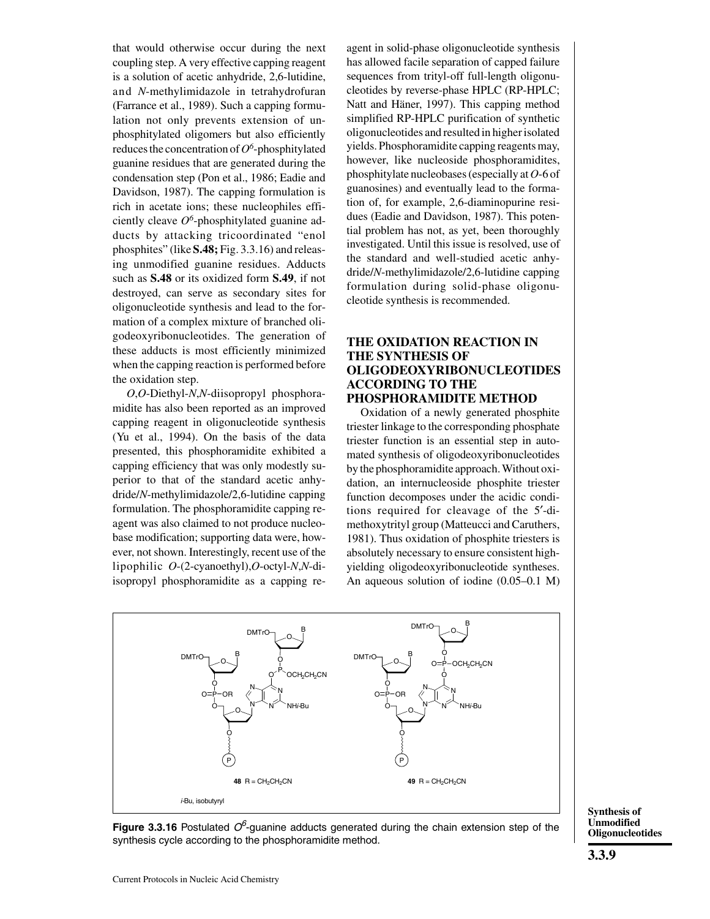that would otherwise occur during the next coupling step. A very effective capping reagent is a solution of acetic anhydride, 2,6-lutidine, and *N*-methylimidazole in tetrahydrofuran (Farrance et al., 1989). Such a capping formulation not only prevents extension of unphosphitylated oligomers but also efficiently reduces the concentration of $O^6$-phosphitylated guanine residues that are generated during the condensation step (Pon et al., 1986; Eadie and Davidson, 1987). The capping formulation is rich in acetate ions; these nucleophiles efficiently cleave $O^6$-phosphitylated guanine adducts by attacking tricoordinated "enol phosphites" (like **S.48;** Fig. 3.3.16) and releasing unmodified guanine residues. Adducts such as **S.48** or its oxidized form **S.49**, if not destroyed, can serve as secondary sites for oligonucleotide synthesis and lead to the formation of a complex mixture of branched oligodeoxyribonucleotides. The generation of these adducts is most efficiently minimized when the capping reaction is performed before the oxidation step.

*O*,*O*-Diethyl-*N*,*N*-diisopropyl phosphoramidite has also been reported as an improved capping reagent in oligonucleotide synthesis (Yu et al., 1994). On the basis of the data presented, this phosphoramidite exhibited a capping efficiency that was only modestly superior to that of the standard acetic anhydride/*N*-methylimidazole/2,6-lutidine capping formulation. The phosphoramidite capping reagent was also claimed to not produce nucleobase modification; supporting data were, however, not shown. Interestingly, recent use of the lipophilic *O*-(2-cyanoethyl),*O*-octyl-*N*,*N*-diisopropyl phosphoramidite as a capping reagent in solid-phase oligonucleotide synthesis has allowed facile separation of capped failure sequences from trityl-off full-length oligonucleotides by reverse-phase HPLC (RP-HPLC; Natt and Häner, 1997). This capping method simplified RP-HPLC purification of synthetic oligonucleotides and resulted in higher isolated yields. Phosphoramidite capping reagents may, however, like nucleoside phosphoramidites, phosphitylate nucleobases (especially at *O*-6 of guanosines) and eventually lead to the formation of, for example, 2,6-diaminopurine residues (Eadie and Davidson, 1987). This potential problem has not, as yet, been thoroughly investigated. Until this issue is resolved, use of the standard and well-studied acetic anhydride/*N*-methylimidazole/2,6-lutidine capping formulation during solid-phase oligonucleotide synthesis is recommended.

## THE OXIDATION REACTION IN THE SYNTHESIS OF OLIGODEOXYRIBONUCLEOTIDES ACCORDING TO THE PHOSPHORAMIDITE METHOD

Oxidation of a newly generated phosphite triester linkage to the corresponding phosphate triester function is an essential step in automated synthesis of oligodeoxyribonucleotides by the phosphoramidite approach. Without oxidation, an internucleoside phosphite triester function decomposes under the acidic conditions required for cleavage of the 5′-dimethoxytrityl group (Matteucci and Caruthers, 1981). Thus oxidation of phosphite triesters is absolutely necessary to ensure consistent high-yielding oligodeoxyribonucleotide syntheses. An aqueous solution of iodine (0.05–0.1 M)

48 R = $CH_2CH_2CN$

49 R = $CH_2CH_2CN$

*i*-Bu, isobutyryl

**Figure 3.3.16** Postulated $O^6$-guanine adducts generated during the chain extension step of the synthesis cycle according to the phosphoramidite method.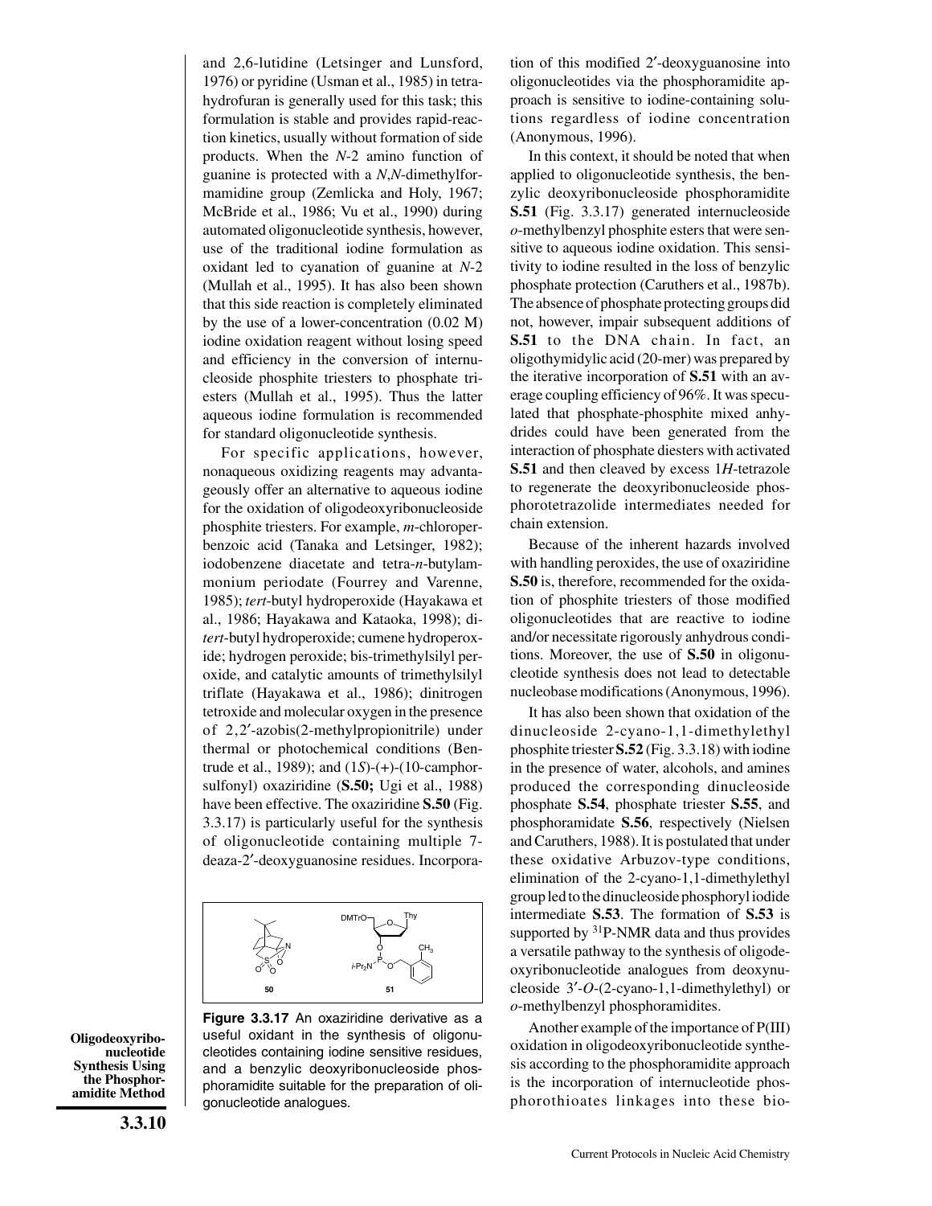and 2,6-lutidine (Letsinger and Lunsford, 1976) or pyridine (Usman et al., 1985) in tetrahydrofuran is generally used for this task; this formulation is stable and provides rapid-reaction kinetics, usually without formation of side products. When the *N*-2 amino function of guanine is protected with a *N,N*-dimethylformamidine group (Zemlicka and Holy, 1967; McBride et al., 1986; Vu et al., 1990) during automated oligonucleotide synthesis, however, use of the traditional iodine formulation as oxidant led to cyanation of guanine at *N*-2 (Mullah et al., 1995). It has also been shown that this side reaction is completely eliminated by the use of a lower-concentration (0.02 M) iodine oxidation reagent without losing speed and efficiency in the conversion of internucleoside phosphite triesters to phosphate triesters (Mullah et al., 1995). Thus the latter aqueous iodine formulation is recommended for standard oligonucleotide synthesis.

For specific applications, however, nonaqueous oxidizing reagents may advantageously offer an alternative to aqueous iodine for the oxidation of oligodeoxyribonucleoside phosphite triesters. For example, *m*-chloroperbenzoic acid (Tanaka and Letsinger, 1982); iodobenzene diacetate and tetra-*n*-butylammonium periodate (Fourrey and Varenne, 1985); *tert*-butyl hydroperoxide (Hayakawa et al., 1986; Hayakawa and Kataoka, 1998); di-*tert*-butyl hydroperoxide; cumene hydroperoxide; hydrogen peroxide; bis-trimethylsilyl peroxide, and catalytic amounts of trimethylsilyl triflate (Hayakawa et al., 1986); dinitrogen tetroxide and molecular oxygen in the presence of 2,2′-azobis(2-methylpropionitrile) under thermal or photochemical conditions (Bentrude et al., 1989); and (1*S*)-(+)-(10-camphorsulfonyl) oxaziridine (**S.50;** Ugi et al., 1988) have been effective. The oxaziridine **S.50** (Fig. 3.3.17) is particularly useful for the synthesis of oligonucleotide containing multiple 7-deaza-2′-deoxyguanosine residues. Incorporation of this modified 2′-deoxyguanosine into oligonucleotides via the phosphoramidite approach is sensitive to iodine-containing solutions regardless of iodine concentration (Anonymous, 1996).

In this context, it should be noted that when applied to oligonucleotide synthesis, the benzylic deoxyribonucleoside phosphoramidite **S.51** (Fig. 3.3.17) generated internucleoside *o*-methylbenzyl phosphite esters that were sensitive to aqueous iodine oxidation. This sensitivity to iodine resulted in the loss of benzylic phosphate protection (Caruthers et al., 1987b). The absence of phosphate protecting groups did not, however, impair subsequent additions of **S.51** to the DNA chain. In fact, an oligothymidylic acid (20-mer) was prepared by the iterative incorporation of **S.51** with an average coupling efficiency of 96%. It was speculated that phosphate-phosphite mixed anhydrides could have been generated from the interaction of phosphate diesters with activated **S.51** and then cleaved by excess 1*H*-tetrazole to regenerate the deoxyribonucleoside phosphorotetrazolide intermediates needed for chain extension.

Because of the inherent hazards involved with handling peroxides, the use of oxaziridine **S.50** is, therefore, recommended for the oxidation of phosphite triesters of those modified oligonucleotides that are reactive to iodine and/or necessitate rigorously anhydrous conditions. Moreover, the use of **S.50** in oligonucleotide synthesis does not lead to detectable nucleobase modifications (Anonymous, 1996).

It has also been shown that oxidation of the dinucleoside 2-cyano-1,1-dimethylethyl phosphite triester **S.52** (Fig. 3.3.18) with iodine in the presence of water, alcohols, and amines produced the corresponding dinucleoside phosphate **S.54**, phosphate triester **S.55**, and phosphoramidate **S.56**, respectively (Nielsen and Caruthers, 1988). It is postulated that under these oxidative Arbuzov-type conditions, elimination of the 2-cyano-1,1-dimethylethyl group led to the dinucleoside phosphoryl iodide intermediate **S.53**. The formation of **S.53** is supported by $^{31}$P-NMR data and thus provides a versatile pathway to the synthesis of oligodeoxyribonucleotide analogues from deoxynucleoside 3′-*O*-(2-cyano-1,1-dimethylethyl) or *o*-methylbenzyl phosphoramidites.

Another example of the importance of P(III) oxidation in oligodeoxyribonucleotide synthesis according to the phosphoramidite approach is the incorporation of internucleotide phosphorothioates linkages into these bio-

50

DMTrO
Thy
CH$_3$
*i*-Pr$_2$N
51

**Figure 3.3.17** An oxaziridine derivative as a useful oxidant in the synthesis of oligonucleotides containing iodine sensitive residues, and a benzylic deoxyribonucleoside phosphoramidite suitable for the preparation of oligonucleotide analogues.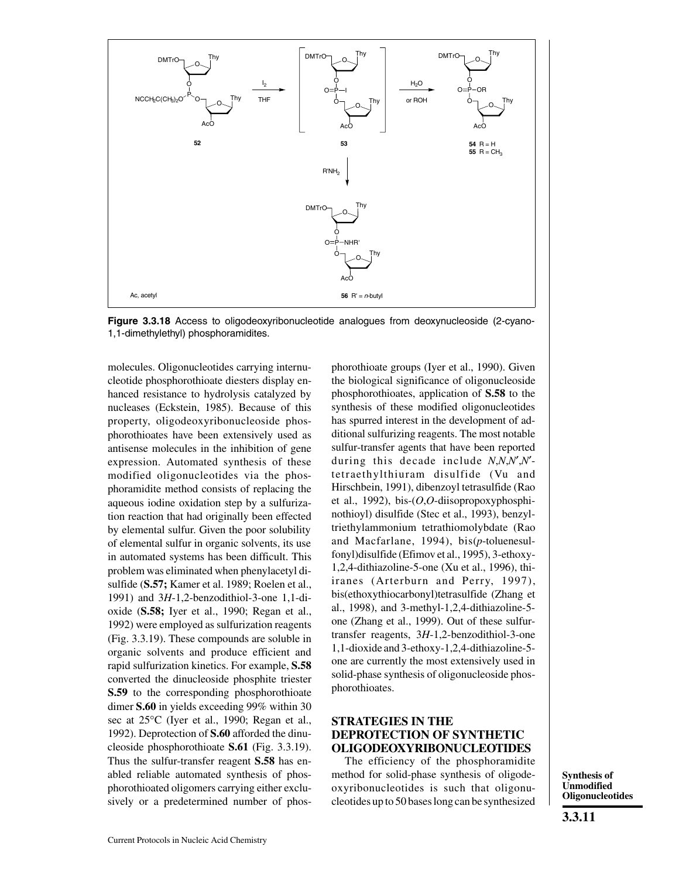Figure 3.3.18 Access to oligodeoxyribonucleotide analogues from deoxynucleoside (2-cyano-1,1-dimethylethyl) phosphoramidites.

molecules. Oligonucleotides carrying internucleotide phosphorothioate diesters display enhanced resistance to hydrolysis catalyzed by nucleases (Eckstein, 1985). Because of this property, oligodeoxyribonucleoside phosphorothioates have been extensively used as antisense molecules in the inhibition of gene expression. Automated synthesis of these modified oligonucleotides via the phosphoramidite method consists of replacing the aqueous iodine oxidation step by a sulfurization reaction that had originally been effected by elemental sulfur. Given the poor solubility of elemental sulfur in organic solvents, its use in automated systems has been difficult. This problem was eliminated when phenylacetyl disulfide (**S.57;** Kamer et al. 1989; Roelen et al., 1991) and 3*H*-1,2-benzodithiol-3-one 1,1-dioxide (**S.58;** Iyer et al., 1990; Regan et al., 1992) were employed as sulfurization reagents (Fig. 3.3.19). These compounds are soluble in organic solvents and produce efficient and rapid sulfurization kinetics. For example, **S.58** converted the dinucleoside phosphite triester **S.59** to the corresponding phosphorothioate dimer **S.60** in yields exceeding 99% within 30 sec at 25°C (Iyer et al., 1990; Regan et al., 1992). Deprotection of **S.60** afforded the dinucleoside phosphorothioate **S.61** (Fig. 3.3.19). Thus the sulfur-transfer reagent **S.58** has enabled reliable automated synthesis of phosphorothioated oligomers carrying either exclusively or a predetermined number of phosphorothioate groups (Iyer et al., 1990). Given the biological significance of oligonucleoside phosphorothioates, application of **S.58** to the synthesis of these modified oligonucleotides has spurred interest in the development of additional sulfurizing reagents. The most notable sulfur-transfer agents that have been reported during this decade include *N*,*N*,*N*′,*N*′-tetraethylthiuram disulfide (Vu and Hirschbein, 1991), dibenzoyl tetrasulfide (Rao et al., 1992), bis-(*O*,*O*-diisopropoxyphosphinothioyl) disulfide (Stec et al., 1993), benzyltriethylammonium tetrathiomolybdate (Rao and Macfarlane, 1994), bis(*p*-toluenesulfonyl)disulfide (Efimov et al., 1995), 3-ethoxy-1,2,4-dithiazoline-5-one (Xu et al., 1996), thiiranes (Arterburn and Perry, 1997), bis(ethoxythiocarbonyl)tetrasulfide (Zhang et al., 1998), and 3-methyl-1,2,4-dithiazoline-5-one (Zhang et al., 1999). Out of these sulfur-transfer reagents, 3*H*-1,2-benzodithiol-3-one 1,1-dioxide and 3-ethoxy-1,2,4-dithiazoline-5-one are currently the most extensively used in solid-phase synthesis of oligonucleoside phosphorothioates.

## STRATEGIES IN THE DEPROTECTION OF SYNTHETIC OLIGODEOXYRIBONUCLEOTIDES

The efficiency of the phosphoramidite method for solid-phase synthesis of oligodeoxyribonucleotides is such that oligonucleotides up to 50 bases long can be synthesized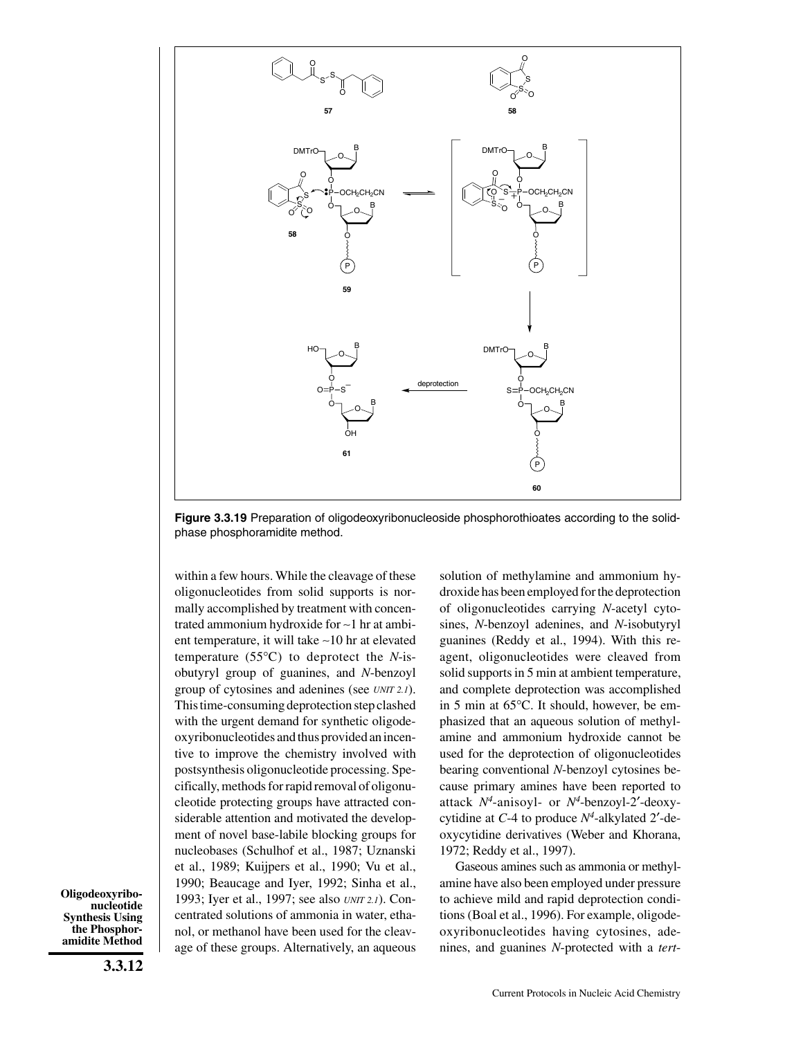**Figure 3.3.19** Preparation of oligodeoxyribonucleoside phosphorothioates according to the solid-phase phosphoramidite method.

within a few hours. While the cleavage of these oligonucleotides from solid supports is normally accomplished by treatment with concentrated ammonium hydroxide for ~1 hr at ambient temperature, it will take ~10 hr at elevated temperature (55°C) to deprotect the *N*-isobutyryl group of guanines, and *N*-benzoyl group of cytosines and adenines (see *UNIT 2.1*). This time-consuming deprotection step clashed with the urgent demand for synthetic oligodeoxyribonucleotides and thus provided an incentive to improve the chemistry involved with postsynthesis oligonucleotide processing. Specifically, methods for rapid removal of oligonucleotide protecting groups have attracted considerable attention and motivated the development of novel base-labile blocking groups for nucleobases (Schulhof et al., 1987; Uznanski et al., 1989; Kuijpers et al., 1990; Vu et al., 1990; Beaucage and Iyer, 1992; Sinha et al., 1993; Iyer et al., 1997; see also *UNIT 2.1*). Concentrated solutions of ammonia in water, ethanol, or methanol have been used for the cleavage of these groups. Alternatively, an aqueous solution of methylamine and ammonium hydroxide has been employed for the deprotection of oligonucleotides carrying *N*-acetyl cytosines, *N*-benzoyl adenines, and *N*-isobutyryl guanines (Reddy et al., 1994). With this reagent, oligonucleotides were cleaved from solid supports in 5 min at ambient temperature, and complete deprotection was accomplished in 5 min at 65°C. It should, however, be emphasized that an aqueous solution of methylamine and ammonium hydroxide cannot be used for the deprotection of oligonucleotides bearing conventional *N*-benzoyl cytosines because primary amines have been reported to attack $N^4$-anisoyl- or $N^4$-benzoyl-2′-deoxycytidine at *C*-4 to produce $N^4$-alkylated 2′-deoxycytidine derivatives (Weber and Khorana, 1972; Reddy et al., 1997).

Gaseous amines such as ammonia or methylamine have also been employed under pressure to achieve mild and rapid deprotection conditions (Boal et al., 1996). For example, oligodeoxyribonucleotides having cytosines, adenines, and guanines *N*-protected with a *tert*-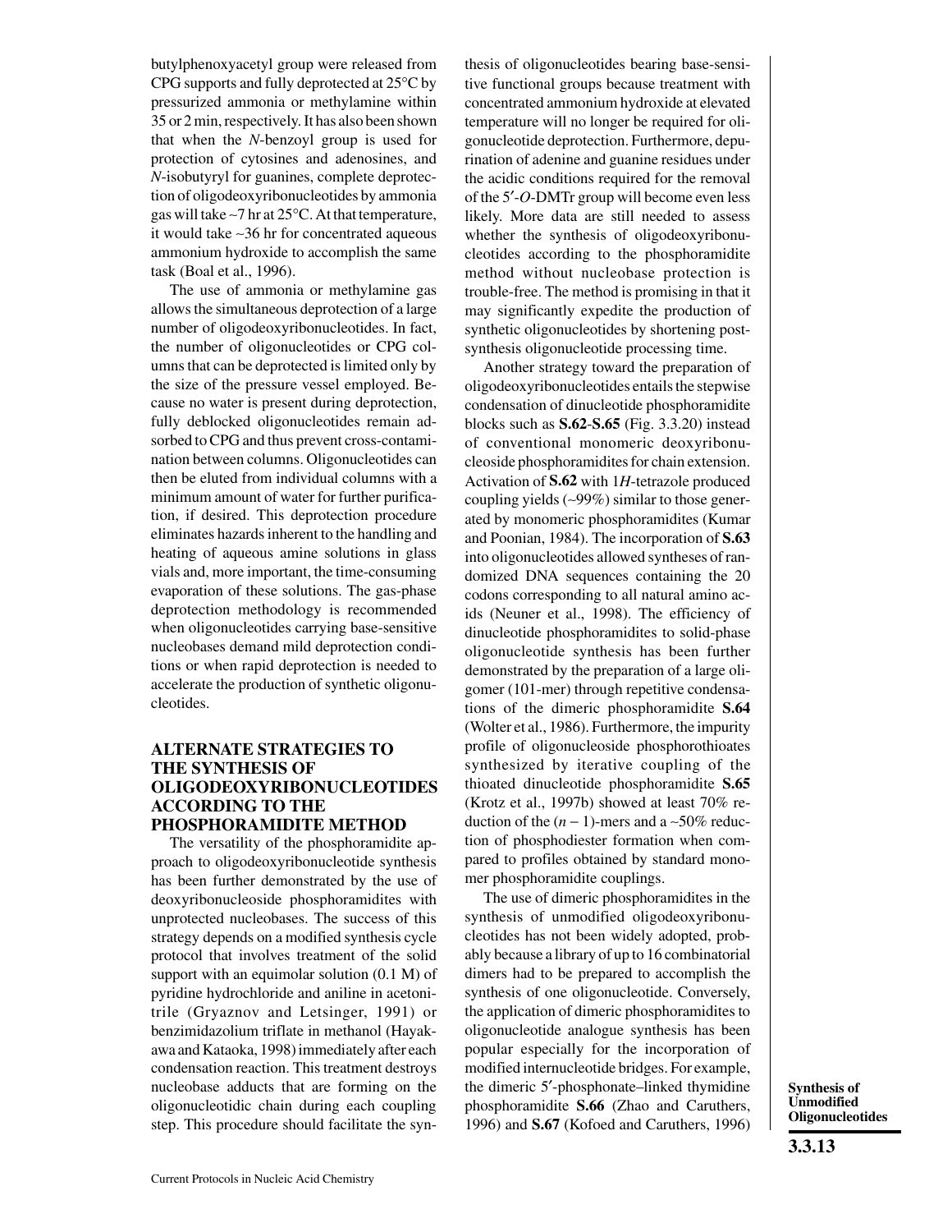butylphenoxyacetyl group were released from CPG supports and fully deprotected at 25°C by pressurized ammonia or methylamine within 35 or 2 min, respectively. It has also been shown that when the *N*-benzoyl group is used for protection of cytosines and adenosines, and *N*-isobutyryl for guanines, complete deprotection of oligodeoxyribonucleotides by ammonia gas will take ~7 hr at 25°C. At that temperature, it would take ~36 hr for concentrated aqueous ammonium hydroxide to accomplish the same task (Boal et al., 1996).

The use of ammonia or methylamine gas allows the simultaneous deprotection of a large number of oligodeoxyribonucleotides. In fact, the number of oligonucleotides or CPG columns that can be deprotected is limited only by the size of the pressure vessel employed. Because no water is present during deprotection, fully deblocked oligonucleotides remain adsorbed to CPG and thus prevent cross-contamination between columns. Oligonucleotides can then be eluted from individual columns with a minimum amount of water for further purification, if desired. This deprotection procedure eliminates hazards inherent to the handling and heating of aqueous amine solutions in glass vials and, more important, the time-consuming evaporation of these solutions. The gas-phase deprotection methodology is recommended when oligonucleotides carrying base-sensitive nucleobases demand mild deprotection conditions or when rapid deprotection is needed to accelerate the production of synthetic oligonucleotides.

## ALTERNATE STRATEGIES TO THE SYNTHESIS OF OLIGODEOXYRIBONUCLEOTIDES ACCORDING TO THE PHOSPHORAMIDITE METHOD

The versatility of the phosphoramidite approach to oligodeoxyribonucleotide synthesis has been further demonstrated by the use of deoxyribonucleoside phosphoramidites with unprotected nucleobases. The success of this strategy depends on a modified synthesis cycle protocol that involves treatment of the solid support with an equimolar solution (0.1 M) of pyridine hydrochloride and aniline in acetonitrile (Gryaznov and Letsinger, 1991) or benzimidazolium triflate in methanol (Hayakawa and Kataoka, 1998) immediately after each condensation reaction. This treatment destroys nucleobase adducts that are forming on the oligonucleotidic chain during each coupling step. This procedure should facilitate the synthesis of oligonucleotides bearing base-sensitive functional groups because treatment with concentrated ammonium hydroxide at elevated temperature will no longer be required for oligonucleotide deprotection. Furthermore, depurination of adenine and guanine residues under the acidic conditions required for the removal of the 5′-*O*-DMTr group will become even less likely. More data are still needed to assess whether the synthesis of oligodeoxyribonucleotides according to the phosphoramidite method without nucleobase protection is trouble-free. The method is promising in that it may significantly expedite the production of synthetic oligonucleotides by shortening post-synthesis oligonucleotide processing time.

Another strategy toward the preparation of oligodeoxyribonucleotides entails the stepwise condensation of dinucleotide phosphoramidite blocks such as **S.62**-**S.65** (Fig. 3.3.20) instead of conventional monomeric deoxyribonucleoside phosphoramidites for chain extension. Activation of **S.62** with 1*H*-tetrazole produced coupling yields (~99%) similar to those generated by monomeric phosphoramidites (Kumar and Poonian, 1984). The incorporation of **S.63** into oligonucleotides allowed syntheses of randomized DNA sequences containing the 20 codons corresponding to all natural amino acids (Neuner et al., 1998). The efficiency of dinucleotide phosphoramidites to solid-phase oligonucleotide synthesis has been further demonstrated by the preparation of a large oligomer (101-mer) through repetitive condensations of the dimeric phosphoramidite **S.64** (Wolter et al., 1986). Furthermore, the impurity profile of oligonucleoside phosphorothioates synthesized by iterative coupling of the thioated dinucleotide phosphoramidite **S.65** (Krotz et al., 1997b) showed at least 70% reduction of the $(n - 1)$-mers and a ~50% reduction of phosphodiester formation when compared to profiles obtained by standard monomer phosphoramidite couplings.

The use of dimeric phosphoramidites in the synthesis of unmodified oligodeoxyribonucleotides has not been widely adopted, probably because a library of up to 16 combinatorial dimers had to be prepared to accomplish the synthesis of one oligonucleotide. Conversely, the application of dimeric phosphoramidites to oligonucleotide analogue synthesis has been popular especially for the incorporation of modified internucleotide bridges. For example, the dimeric 5′-phosphonate–linked thymidine phosphoramidite **S.66** (Zhao and Caruthers, 1996) and **S.67** (Kofoed and Caruthers, 1996)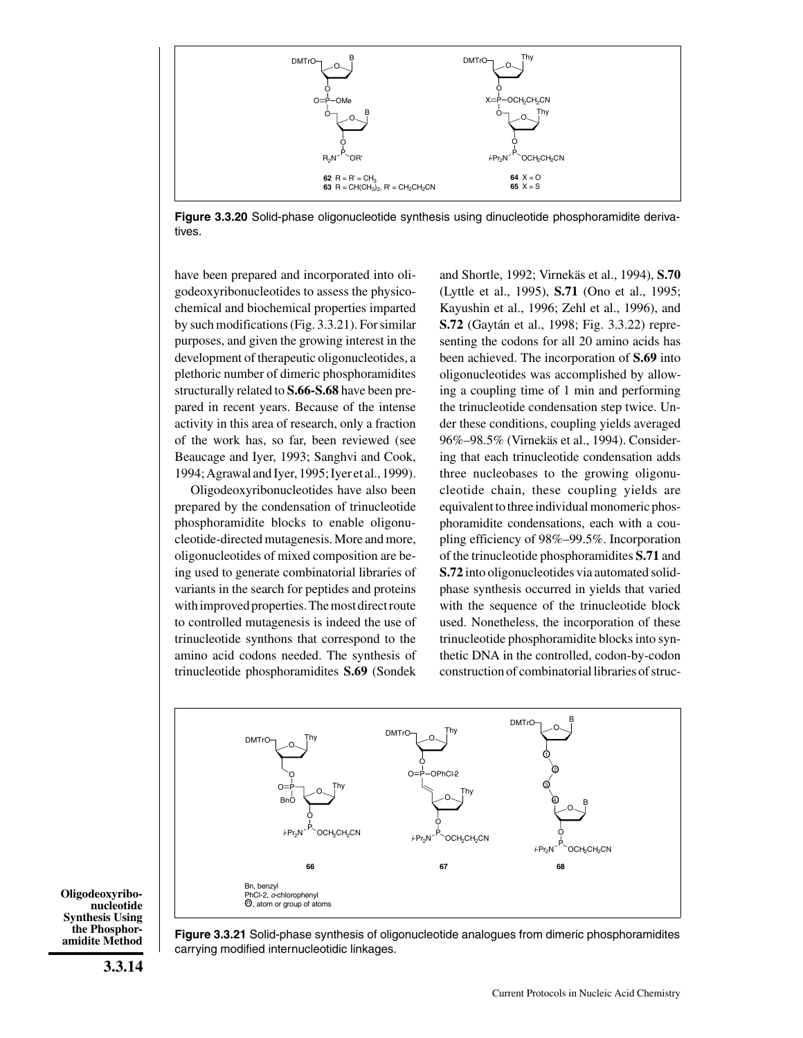DMTrO B O O O=P–OMe O B O $R_2N$ P OR'

**62** R = R' = $CH_3$
**63** R = $CH(CH_3)_2$, R' = $CH_2CH_2CN$

DMTrO Thy O O X=P–$OCH_2CH_2CN$ O Thy O i-$Pr_2N$ P $OCH_2CH_2CN$

**64** X = O
**65** X = S

**Figure 3.3.20** Solid-phase oligonucleotide synthesis using dinucleotide phosphoramidite derivatives.

have been prepared and incorporated into oligodeoxyribonucleotides to assess the physicochemical and biochemical properties imparted by such modifications (Fig. 3.3.21). For similar purposes, and given the growing interest in the development of therapeutic oligonucleotides, a plethoric number of dimeric phosphoramidites structurally related to **S.66-S.68** have been prepared in recent years. Because of the intense activity in this area of research, only a fraction of the work has, so far, been reviewed (see Beaucage and Iyer, 1993; Sanghvi and Cook, 1994; Agrawal and Iyer, 1995; Iyer et al., 1999).

Oligodeoxyribonucleotides have also been prepared by the condensation of trinucleotide phosphoramidite blocks to enable oligonucleotide-directed mutagenesis. More and more, oligonucleotides of mixed composition are being used to generate combinatorial libraries of variants in the search for peptides and proteins with improved properties. The most direct route to controlled mutagenesis is indeed the use of trinucleotide synthons that correspond to the amino acid codons needed. The synthesis of trinucleotide phosphoramidites **S.69** (Sondek and Shortle, 1992; Virnekäs et al., 1994), **S.70** (Lyttle et al., 1995), **S.71** (Ono et al., 1995; Kayushin et al., 1996; Zehl et al., 1996), and **S.72** (Gaytán et al., 1998; Fig. 3.3.22) representing the codons for all 20 amino acids has been achieved. The incorporation of **S.69** into oligonucleotides was accomplished by allowing a coupling time of 1 min and performing the trinucleotide condensation step twice. Under these conditions, coupling yields averaged 96%–98.5% (Virnekäs et al., 1994). Considering that each trinucleotide condensation adds three nucleobases to the growing oligonucleotide chain, these coupling yields are equivalent to three individual monomeric phosphoramidite condensations, each with a coupling efficiency of 98%–99.5%. Incorporation of the trinucleotide phosphoramidites **S.71** and **S.72** into oligonucleotides via automated solid-phase synthesis occurred in yields that varied with the sequence of the trinucleotide block used. Nonetheless, the incorporation of these trinucleotide phosphoramidite blocks into synthetic DNA in the controlled, codon-by-codon construction of combinatorial libraries of struc-

DMTrO Thy O O O=P BnO Thy O i-$Pr_2N$ P $OCH_2CH_2CN$

DMTrO Thy O O O=P–OPhCl-2 Thy O i-$Pr_2N$ P $OCH_2CH_2CN$

DMTrO B O 1 2 3 4 B O i-$Pr_2N$ P $OCH_2CH_2CN$

**66** **67** **68**

Bn, benzyl
PhCl-2, *o*-chlorophenyl
Ⓝ, atom or group of atoms

**Figure 3.3.21** Solid-phase synthesis of oligonucleotide analogues from dimeric phosphoramidites carrying modified internucleotidic linkages.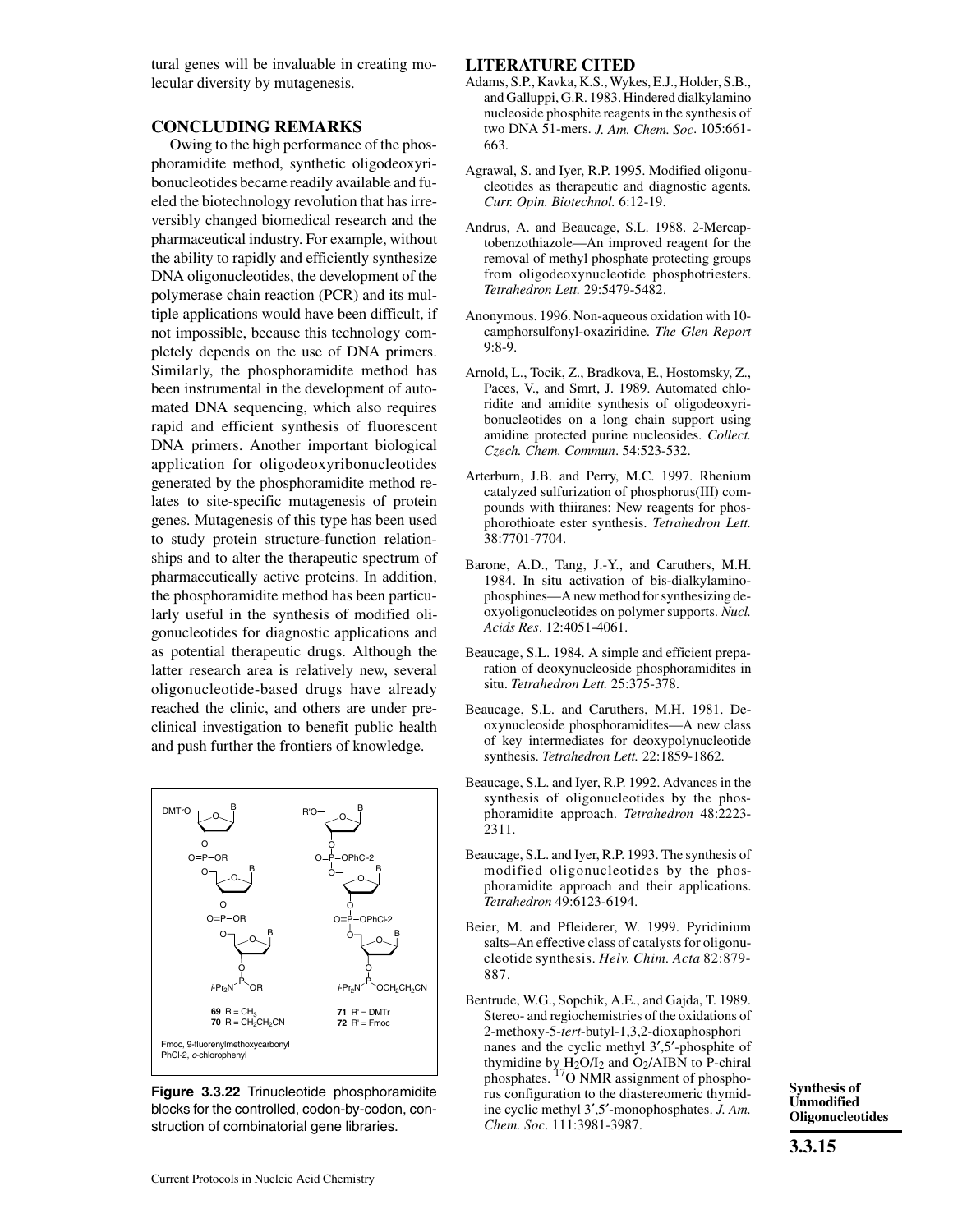tural genes will be invaluable in creating molecular diversity by mutagenesis.

## CONCLUDING REMARKS

Owing to the high performance of the phosphoramidite method, synthetic oligodeoxyribonucleotides became readily available and fueled the biotechnology revolution that has irreversibly changed biomedical research and the pharmaceutical industry. For example, without the ability to rapidly and efficiently synthesize DNA oligonucleotides, the development of the polymerase chain reaction (PCR) and its multiple applications would have been difficult, if not impossible, because this technology completely depends on the use of DNA primers. Similarly, the phosphoramidite method has been instrumental in the development of automated DNA sequencing, which also requires rapid and efficient synthesis of fluorescent DNA primers. Another important biological application for oligodeoxyribonucleotides generated by the phosphoramidite method relates to site-specific mutagenesis of protein genes. Mutagenesis of this type has been used to study protein structure-function relationships and to alter the therapeutic spectrum of pharmaceutically active proteins. In addition, the phosphoramidite method has been particularly useful in the synthesis of modified oligonucleotides for diagnostic applications and as potential therapeutic drugs. Although the latter research area is relatively new, several oligonucleotide-based drugs have already reached the clinic, and others are under preclinical investigation to benefit public health and push further the frontiers of knowledge.

DMTrO
O=P–OR
O=P–OR
*i*-Pr$_2$N–P–OR
**69** R = CH$_3$
**70** R = CH$_2$CH$_2$CN

R′O
O=P–OPhCl-2
O=P–OPhCl-2
*i*-Pr$_2$N–P–OCH$_2$CH$_2$CN
**71** R′ = DMTr
**72** R′ = Fmoc

Fmoc, 9-fluorenylmethoxycarbonyl
PhCl-2, *o*-chlorophenyl

**Figure 3.3.22** Trinucleotide phosphoramidite blocks for the controlled, codon-by-codon, construction of combinatorial gene libraries.

## LITERATURE CITED

Adams, S.P., Kavka, K.S., Wykes, E.J., Holder, S.B., and Galluppi, G.R. 1983. Hindered dialkylamino nucleoside phosphite reagents in the synthesis of two DNA 51-mers. *J. Am. Chem. Soc.* 105:661-663.

Agrawal, S. and Iyer, R.P. 1995. Modified oligonucleotides as therapeutic and diagnostic agents. *Curr. Opin. Biotechnol.* 6:12-19.

Andrus, A. and Beaucage, S.L. 1988. 2-Mercaptobenzothiazole—An improved reagent for the removal of methyl phosphate protecting groups from oligodeoxynucleotide phosphotriesters. *Tetrahedron Lett.* 29:5479-5482.

Anonymous. 1996. Non-aqueous oxidation with 10-camphorsulfonyl-oxaziridine. *The Glen Report* 9:8-9.

Arnold, L., Tocik, Z., Bradkova, E., Hostomsky, Z., Paces, V., and Smrt, J. 1989. Automated chloridite and amidite synthesis of oligodeoxyribonucleotides on a long chain support using amidine protected purine nucleosides. *Collect. Czech. Chem. Commun*. 54:523-532.

Arterburn, J.B. and Perry, M.C. 1997. Rhenium catalyzed sulfurization of phosphorus(III) compounds with thiiranes: New reagents for phosphorothioate ester synthesis. *Tetrahedron Lett.* 38:7701-7704.

Barone, A.D., Tang, J.-Y., and Caruthers, M.H. 1984. In situ activation of bis-dialkylaminophosphines—A new method for synthesizing deoxyoligonucleotides on polymer supports. *Nucl. Acids Res*. 12:4051-4061.

Beaucage, S.L. 1984. A simple and efficient preparation of deoxynucleoside phosphoramidites in situ. *Tetrahedron Lett.* 25:375-378.

Beaucage, S.L. and Caruthers, M.H. 1981. Deoxynucleoside phosphoramidites—A new class of key intermediates for deoxypolynucleotide synthesis. *Tetrahedron Lett.* 22:1859-1862.

Beaucage, S.L. and Iyer, R.P. 1992. Advances in the synthesis of oligonucleotides by the phosphoramidite approach. *Tetrahedron* 48:2223-2311.

Beaucage, S.L. and Iyer, R.P. 1993. The synthesis of modified oligonucleotides by the phosphoramidite approach and their applications. *Tetrahedron* 49:6123-6194.

Beier, M. and Pfleiderer, W. 1999. Pyridinium salts–An effective class of catalysts for oligonucleotide synthesis. *Helv. Chim. Acta* 82:879-887.

Bentrude, W.G., Sopchik, A.E., and Gajda, T. 1989. Stereo- and regiochemistries of the oxidations of 2-methoxy-5-*tert*-butyl-1,3,2-dioxaphosphori nanes and the cyclic methyl 3′,5′-phosphite of thymidine by $H_2O/I_2$ and $O_2$/AIBN to P-chiral phosphates. $^{17}$O NMR assignment of phosphorus configuration to the diastereomeric thymidine cyclic methyl 3′,5′-monophosphates. *J. Am. Chem. Soc*. 111:3981-3987.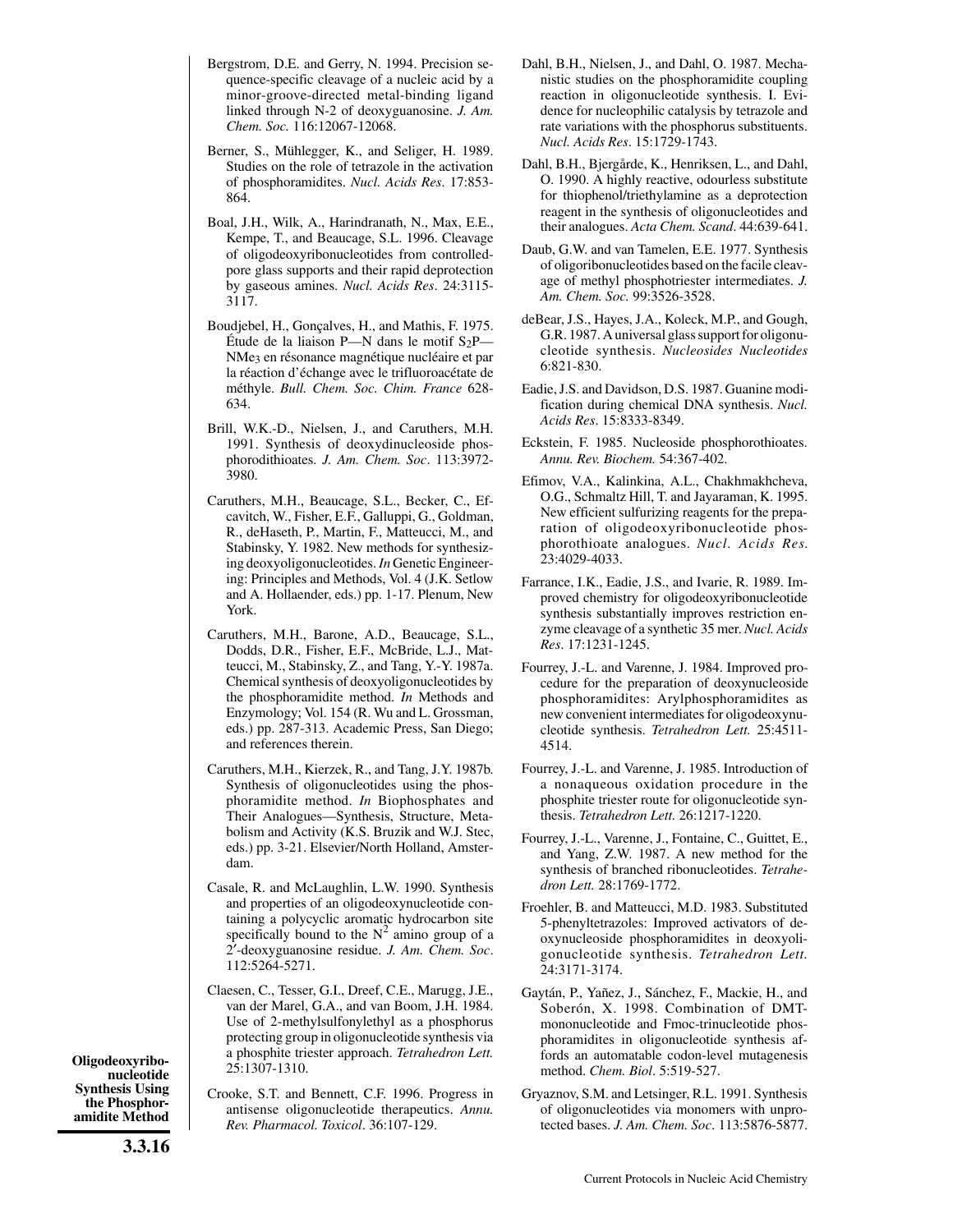Bergstrom, D.E. and Gerry, N. 1994. Precision sequence-specific cleavage of a nucleic acid by a minor-groove-directed metal-binding ligand linked through N-2 of deoxyguanosine. *J. Am. Chem. Soc.* 116:12067-12068.

Berner, S., Mühlegger, K., and Seliger, H. 1989. Studies on the role of tetrazole in the activation of phosphoramidites. *Nucl. Acids Res*. 17:853-864.

Boal, J.H., Wilk, A., Harindranath, N., Max, E.E., Kempe, T., and Beaucage, S.L. 1996. Cleavage of oligodeoxyribonucleotides from controlled-pore glass supports and their rapid deprotection by gaseous amines. *Nucl. Acids Res*. 24:3115-3117.

Boudjebel, H., Gonçalves, H., and Mathis, F. 1975. Étude de la liaison P—N dans le motif $S_2P$—$NMe_3$ en résonance magnétique nucléaire et par la réaction d'échange avec le trifluoroacétate de méthyle. *Bull. Chem. Soc. Chim. France* 628-634.

Brill, W.K.-D., Nielsen, J., and Caruthers, M.H. 1991. Synthesis of deoxydinucleoside phosphorodithioates. *J. Am. Chem. Soc*. 113:3972-3980.

Caruthers, M.H., Beaucage, S.L., Becker, C., Efcavitch, W., Fisher, E.F., Galluppi, G., Goldman, R., deHaseth, P., Martin, F., Matteucci, M., and Stabinsky, Y. 1982. New methods for synthesizing deoxyoligonucleotides. *In* Genetic Engineering: Principles and Methods, Vol. 4 (J.K. Setlow and A. Hollaender, eds.) pp. 1-17. Plenum, New York.

Caruthers, M.H., Barone, A.D., Beaucage, S.L., Dodds, D.R., Fisher, E.F., McBride, L.J., Matteucci, M., Stabinsky, Z., and Tang, Y.-Y. 1987a. Chemical synthesis of deoxyoligonucleotides by the phosphoramidite method. *In* Methods and Enzymology; Vol. 154 (R. Wu and L. Grossman, eds.) pp. 287-313. Academic Press, San Diego; and references therein.

Caruthers, M.H., Kierzek, R., and Tang, J.Y. 1987b. Synthesis of oligonucleotides using the phosphoramidite method. *In* Biophosphates and Their Analogues—Synthesis, Structure, Metabolism and Activity (K.S. Bruzik and W.J. Stec, eds.) pp. 3-21. Elsevier/North Holland, Amsterdam.

Casale, R. and McLaughlin, L.W. 1990. Synthesis and properties of an oligodeoxynucleotide containing a polycyclic aromatic hydrocarbon site specifically bound to the $N^2$ amino group of a 2′-deoxyguanosine residue. *J. Am. Chem. Soc*. 112:5264-5271.

Claesen, C., Tesser, G.I., Dreef, C.E., Marugg, J.E., van der Marel, G.A., and van Boom, J.H. 1984. Use of 2-methylsulfonylethyl as a phosphorus protecting group in oligonucleotide synthesis via a phosphite triester approach. *Tetrahedron Lett.* 25:1307-1310.

Crooke, S.T. and Bennett, C.F. 1996. Progress in antisense oligonucleotide therapeutics. *Annu. Rev. Pharmacol. Toxicol*. 36:107-129.

Dahl, B.H., Nielsen, J., and Dahl, O. 1987. Mechanistic studies on the phosphoramidite coupling reaction in oligonucleotide synthesis. I. Evidence for nucleophilic catalysis by tetrazole and rate variations with the phosphorus substituents. *Nucl. Acids Res*. 15:1729-1743.

Dahl, B.H., Bjergårde, K., Henriksen, L., and Dahl, O. 1990. A highly reactive, odourless substitute for thiophenol/triethylamine as a deprotection reagent in the synthesis of oligonucleotides and their analogues. *Acta Chem. Scand*. 44:639-641.

Daub, G.W. and van Tamelen, E.E. 1977. Synthesis of oligoribonucleotides based on the facile cleavage of methyl phosphotriester intermediates. *J. Am. Chem. Soc.* 99:3526-3528.

deBear, J.S., Hayes, J.A., Koleck, M.P., and Gough, G.R. 1987. A universal glass support for oligonucleotide synthesis. *Nucleosides Nucleotides* 6:821-830.

Eadie, J.S. and Davidson, D.S. 1987. Guanine modification during chemical DNA synthesis. *Nucl. Acids Res*. 15:8333-8349.

Eckstein, F. 1985. Nucleoside phosphorothioates. *Annu. Rev. Biochem.* 54:367-402.

Efimov, V.A., Kalinkina, A.L., Chakhmakhcheva, O.G., Schmaltz Hill, T. and Jayaraman, K. 1995. New efficient sulfurizing reagents for the preparation of oligodeoxyribonucleotide phosphorothioate analogues. *Nucl. Acids Res.* 23:4029-4033.

Farrance, I.K., Eadie, J.S., and Ivarie, R. 1989. Improved chemistry for oligodeoxyribonucleotide synthesis substantially improves restriction enzyme cleavage of a synthetic 35 mer. *Nucl. Acids Res*. 17:1231-1245.

Fourrey, J.-L. and Varenne, J. 1984. Improved procedure for the preparation of deoxynucleoside phosphoramidites: Arylphosphoramidites as new convenient intermediates for oligodeoxynucleotide synthesis. *Tetrahedron Lett.* 25:4511-4514.

Fourrey, J.-L. and Varenne, J. 1985. Introduction of a nonaqueous oxidation procedure in the phosphite triester route for oligonucleotide synthesis. *Tetrahedron Lett.* 26:1217-1220.

Fourrey, J.-L., Varenne, J., Fontaine, C., Guittet, E., and Yang, Z.W. 1987. A new method for the synthesis of branched ribonucleotides. *Tetrahedron Lett.* 28:1769-1772.

Froehler, B. and Matteucci, M.D. 1983. Substituted 5-phenyltetrazoles: Improved activators of deoxynucleoside phosphoramidites in deoxyoligonucleotide synthesis. *Tetrahedron Lett.* 24:3171-3174.

Gaytán, P., Yañez, J., Sánchez, F., Mackie, H., and Soberón, X. 1998. Combination of DMT-mononucleotide and Fmoc-trinucleotide phosphoramidites in oligonucleotide synthesis affords an automatable codon-level mutagenesis method. *Chem. Biol*. 5:519-527.

Gryaznov, S.M. and Letsinger, R.L. 1991. Synthesis of oligonucleotides via monomers with unprotected bases. *J. Am. Chem. Soc*. 113:5876-5877.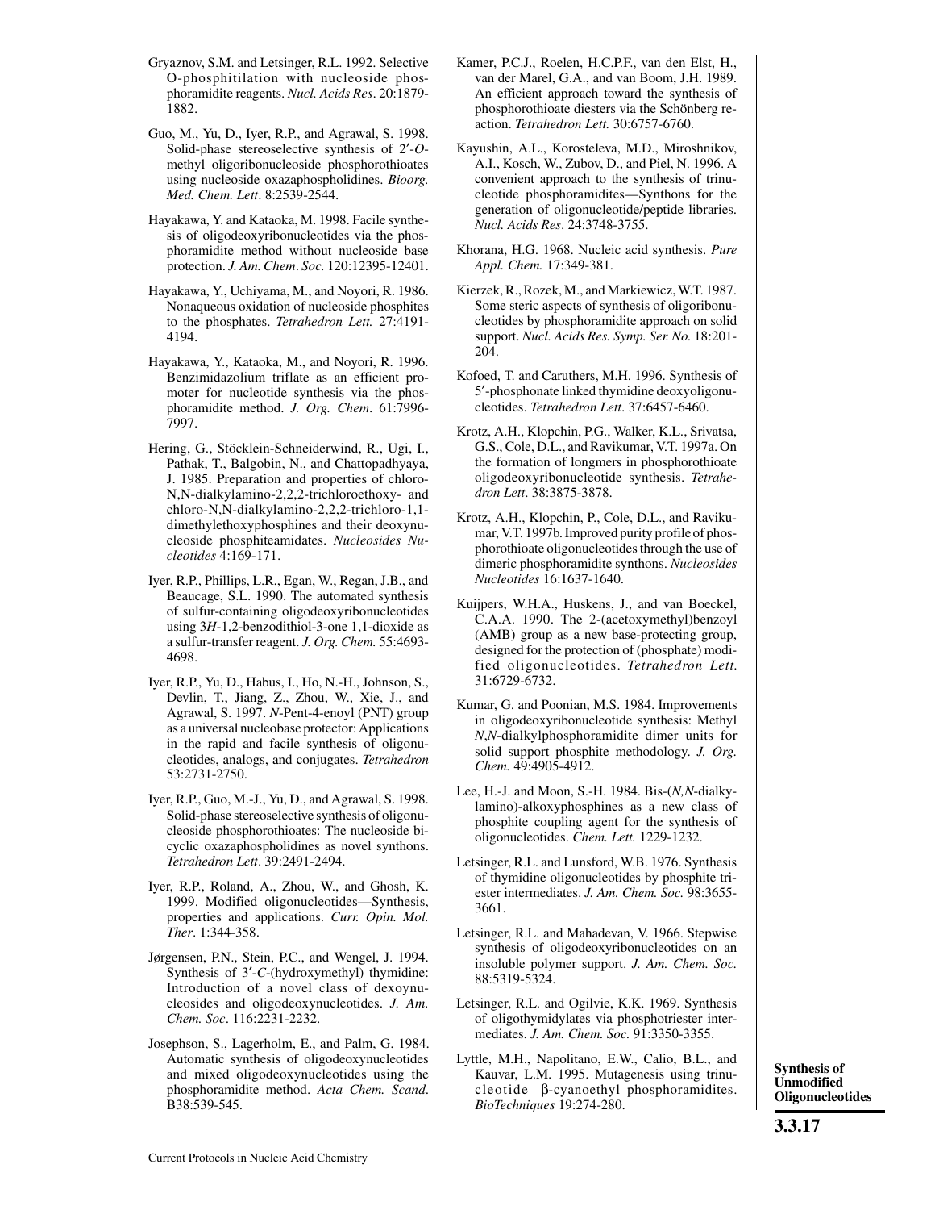Gryaznov, S.M. and Letsinger, R.L. 1992. Selective O-phosphitilation with nucleoside phosphoramidite reagents. *Nucl. Acids Res*. 20:1879-1882.

Guo, M., Yu, D., Iyer, R.P., and Agrawal, S. 1998. Solid-phase stereoselective synthesis of 2′-*O*-methyl oligoribonucleoside phosphorothioates using nucleoside oxazaphospholidines. *Bioorg. Med. Chem. Lett*. 8:2539-2544.

Hayakawa, Y. and Kataoka, M. 1998. Facile synthesis of oligodeoxyribonucleotides via the phosphoramidite method without nucleoside base protection. *J. Am. Chem. Soc.* 120:12395-12401.

Hayakawa, Y., Uchiyama, M., and Noyori, R. 1986. Nonaqueous oxidation of nucleoside phosphites to the phosphates. *Tetrahedron Lett.* 27:4191-4194.

Hayakawa, Y., Kataoka, M., and Noyori, R. 1996. Benzimidazolium triflate as an efficient promoter for nucleotide synthesis via the phosphoramidite method. *J. Org. Chem*. 61:7996-7997.

Hering, G., Stöcklein-Schneiderwind, R., Ugi, I., Pathak, T., Balgobin, N., and Chattopadhyaya, J. 1985. Preparation and properties of chloro-N,N-dialkylamino-2,2,2-trichloroethoxy- and chloro-N,N-dialkylamino-2,2,2-trichloro-1,1-dimethylethoxyphosphines and their deoxynucleoside phosphiteamidates. *Nucleosides Nucleotides* 4:169-171.

Iyer, R.P., Phillips, L.R., Egan, W., Regan, J.B., and Beaucage, S.L. 1990. The automated synthesis of sulfur-containing oligodeoxyribonucleotides using 3*H*-1,2-benzodithiol-3-one 1,1-dioxide as a sulfur-transfer reagent. *J. Org. Chem.* 55:4693-4698.

Iyer, R.P., Yu, D., Habus, I., Ho, N.-H., Johnson, S., Devlin, T., Jiang, Z., Zhou, W., Xie, J., and Agrawal, S. 1997. *N*-Pent-4-enoyl (PNT) group as a universal nucleobase protector: Applications in the rapid and facile synthesis of oligonucleotides, analogs, and conjugates. *Tetrahedron* 53:2731-2750.

Iyer, R.P., Guo, M.-J., Yu, D., and Agrawal, S. 1998. Solid-phase stereoselective synthesis of oligonucleoside phosphorothioates: The nucleoside bicyclic oxazaphospholidines as novel synthons. *Tetrahedron Lett*. 39:2491-2494.

Iyer, R.P., Roland, A., Zhou, W., and Ghosh, K. 1999. Modified oligonucleotides—Synthesis, properties and applications. *Curr. Opin. Mol. Ther*. 1:344-358.

Jørgensen, P.N., Stein, P.C., and Wengel, J. 1994. Synthesis of 3′-*C*-(hydroxymethyl) thymidine: Introduction of a novel class of dexoynucleosides and oligodeoxynucleotides. *J. Am. Chem. Soc*. 116:2231-2232.

Josephson, S., Lagerholm, E., and Palm, G. 1984. Automatic synthesis of oligodeoxynucleotides and mixed oligodeoxynucleotides using the phosphoramidite method. *Acta Chem. Scand*. B38:539-545.

Kamer, P.C.J., Roelen, H.C.P.F., van den Elst, H., van der Marel, G.A., and van Boom, J.H. 1989. An efficient approach toward the synthesis of phosphorothioate diesters via the Schönberg reaction. *Tetrahedron Lett.* 30:6757-6760.

Kayushin, A.L., Korosteleva, M.D., Miroshnikov, A.I., Kosch, W., Zubov, D., and Piel, N. 1996. A convenient approach to the synthesis of trinucleotide phosphoramidites—Synthons for the generation of oligonucleotide/peptide libraries. *Nucl. Acids Res*. 24:3748-3755.

Khorana, H.G. 1968. Nucleic acid synthesis. *Pure Appl. Chem.* 17:349-381.

Kierzek, R., Rozek, M., and Markiewicz, W.T. 1987. Some steric aspects of synthesis of oligoribonucleotides by phosphoramidite approach on solid support. *Nucl. Acids Res. Symp. Ser. No.* 18:201-204.

Kofoed, T. and Caruthers, M.H. 1996. Synthesis of 5′-phosphonate linked thymidine deoxyoligonucleotides. *Tetrahedron Lett*. 37:6457-6460.

Krotz, A.H., Klopchin, P.G., Walker, K.L., Srivatsa, G.S., Cole, D.L., and Ravikumar, V.T. 1997a. On the formation of longmers in phosphorothioate oligodeoxyribonucleotide synthesis. *Tetrahedron Lett*. 38:3875-3878.

Krotz, A.H., Klopchin, P., Cole, D.L., and Ravikumar, V.T. 1997b. Improved purity profile of phosphorothioate oligonucleotides through the use of dimeric phosphoramidite synthons. *Nucleosides Nucleotides* 16:1637-1640.

Kuijpers, W.H.A., Huskens, J., and van Boeckel, C.A.A. 1990. The 2-(acetoxymethyl)benzoyl (AMB) group as a new base-protecting group, designed for the protection of (phosphate) modified oligonucleotides. *Tetrahedron Lett.* 31:6729-6732.

Kumar, G. and Poonian, M.S. 1984. Improvements in oligodeoxyribonucleotide synthesis: Methyl *N*,*N*-dialkylphosphoramidite dimer units for solid support phosphite methodology. *J. Org. Chem.* 49:4905-4912.

Lee, H.-J. and Moon, S.-H. 1984. Bis-(*N,N*-dialkylamino)-alkoxyphosphines as a new class of phosphite coupling agent for the synthesis of oligonucleotides. *Chem. Lett.* 1229-1232.

Letsinger, R.L. and Lunsford, W.B. 1976. Synthesis of thymidine oligonucleotides by phosphite triester intermediates. *J. Am. Chem. Soc.* 98:3655-3661.

Letsinger, R.L. and Mahadevan, V. 1966. Stepwise synthesis of oligodeoxyribonucleotides on an insoluble polymer support. *J. Am. Chem. Soc.* 88:5319-5324.

Letsinger, R.L. and Ogilvie, K.K. 1969. Synthesis of oligothymidylates via phosphotriester intermediates. *J. Am. Chem. Soc.* 91:3350-3355.

Lyttle, M.H., Napolitano, E.W., Calio, B.L., and Kauvar, L.M. 1995. Mutagenesis using trinucleotide β-cyanoethyl phosphoramidites. *BioTechniques* 19:274-280.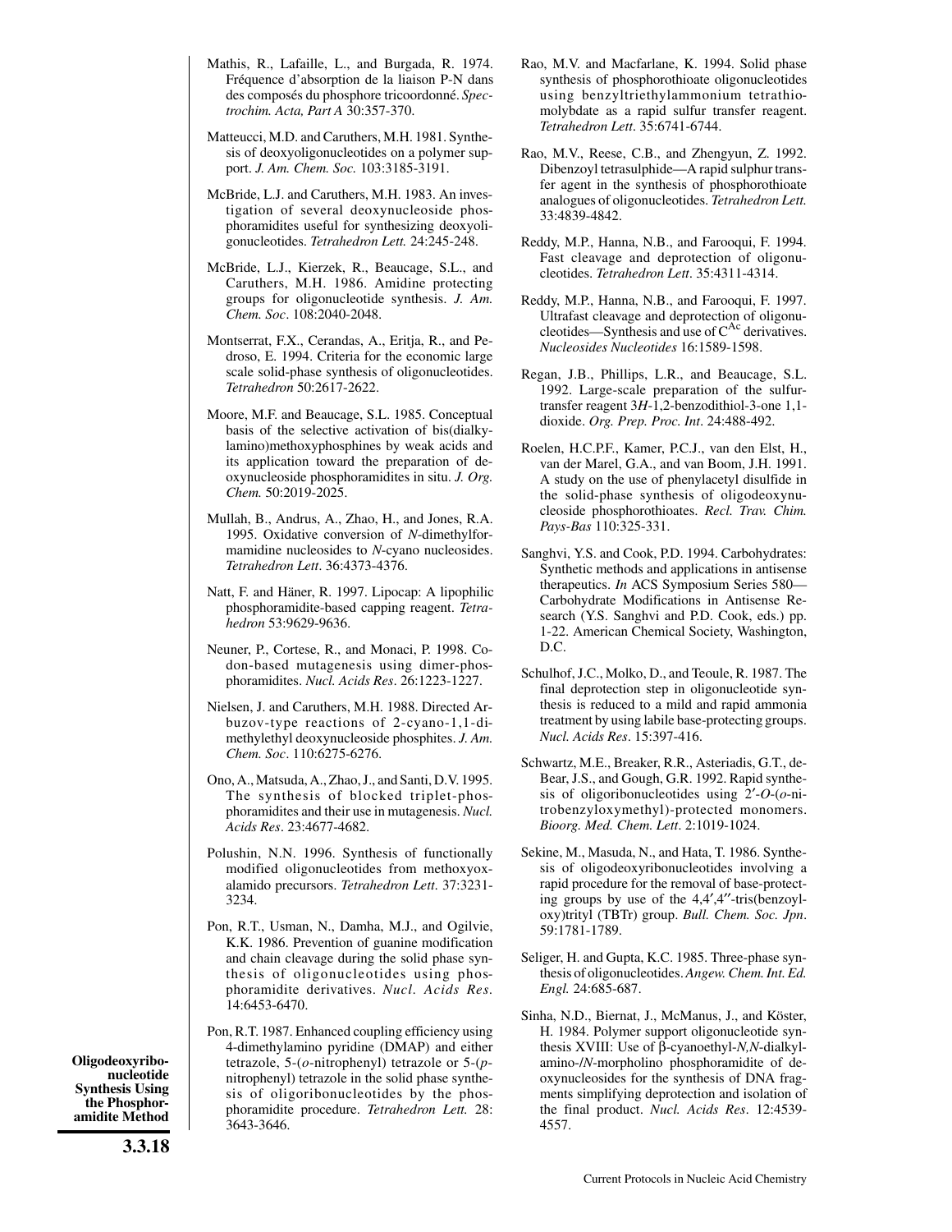Mathis, R., Lafaille, L., and Burgada, R. 1974. Fréquence d'absorption de la liaison P-N dans des composés du phosphore tricoordonné. *Spectrochim. Acta, Part A* 30:357-370.

Matteucci, M.D. and Caruthers, M.H. 1981. Synthesis of deoxyoligonucleotides on a polymer support. *J. Am. Chem. Soc.* 103:3185-3191.

McBride, L.J. and Caruthers, M.H. 1983. An investigation of several deoxynucleoside phosphoramidites useful for synthesizing deoxyoligonucleotides. *Tetrahedron Lett.* 24:245-248.

McBride, L.J., Kierzek, R., Beaucage, S.L., and Caruthers, M.H. 1986. Amidine protecting groups for oligonucleotide synthesis. *J. Am. Chem. Soc*. 108:2040-2048.

Montserrat, F.X., Cerandas, A., Eritja, R., and Pedroso, E. 1994. Criteria for the economic large scale solid-phase synthesis of oligonucleotides. *Tetrahedron* 50:2617-2622.

Moore, M.F. and Beaucage, S.L. 1985. Conceptual basis of the selective activation of bis(dialkylamino)methoxyphosphines by weak acids and its application toward the preparation of deoxynucleoside phosphoramidites in situ. *J. Org. Chem.* 50:2019-2025.

Mullah, B., Andrus, A., Zhao, H., and Jones, R.A. 1995. Oxidative conversion of *N*-dimethylformamidine nucleosides to *N*-cyano nucleosides. *Tetrahedron Lett*. 36:4373-4376.

Natt, F. and Häner, R. 1997. Lipocap: A lipophilic phosphoramidite-based capping reagent. *Tetrahedron* 53:9629-9636.

Neuner, P., Cortese, R., and Monaci, P. 1998. Codon-based mutagenesis using dimer-phosphoramidites. *Nucl. Acids Res*. 26:1223-1227.

Nielsen, J. and Caruthers, M.H. 1988. Directed Arbuzov-type reactions of 2-cyano-1,1-dimethylethyl deoxynucleoside phosphites. *J. Am. Chem. Soc*. 110:6275-6276.

Ono, A., Matsuda, A., Zhao, J., and Santi, D.V. 1995. The synthesis of blocked triplet-phosphoramidites and their use in mutagenesis. *Nucl. Acids Res*. 23:4677-4682.

Polushin, N.N. 1996. Synthesis of functionally modified oligonucleotides from methoxyoxalamido precursors. *Tetrahedron Lett*. 37:3231-3234.

Pon, R.T., Usman, N., Damha, M.J., and Ogilvie, K.K. 1986. Prevention of guanine modification and chain cleavage during the solid phase synthesis of oligonucleotides using phosphoramidite derivatives. *Nucl. Acids Res*. 14:6453-6470.

Pon, R.T. 1987. Enhanced coupling efficiency using 4-dimethylamino pyridine (DMAP) and either tetrazole, 5-(*o*-nitrophenyl) tetrazole or 5-(*p*-nitrophenyl) tetrazole in the solid phase synthesis of oligoribonucleotides by the phosphoramidite procedure. *Tetrahedron Lett.* 28:3643-3646.

Rao, M.V. and Macfarlane, K. 1994. Solid phase synthesis of phosphorothioate oligonucleotides using benzyltriethylammonium tetrathiomolybdate as a rapid sulfur transfer reagent. *Tetrahedron Lett*. 35:6741-6744.

Rao, M.V., Reese, C.B., and Zhengyun, Z. 1992. Dibenzoyl tetrasulphide—A rapid sulphur transfer agent in the synthesis of phosphorothioate analogues of oligonucleotides. *Tetrahedron Lett.* 33:4839-4842.

Reddy, M.P., Hanna, N.B., and Farooqui, F. 1994. Fast cleavage and deprotection of oligonucleotides. *Tetrahedron Lett*. 35:4311-4314.

Reddy, M.P., Hanna, N.B., and Farooqui, F. 1997. Ultrafast cleavage and deprotection of oligonucleotides—Synthesis and use of $C^{Ac}$ derivatives. *Nucleosides Nucleotides* 16:1589-1598.

Regan, J.B., Phillips, L.R., and Beaucage, S.L. 1992. Large-scale preparation of the sulfur-transfer reagent 3*H*-1,2-benzodithiol-3-one 1,1-dioxide. *Org. Prep. Proc. Int*. 24:488-492.

Roelen, H.C.P.F., Kamer, P.C.J., van den Elst, H., van der Marel, G.A., and van Boom, J.H. 1991. A study on the use of phenylacetyl disulfide in the solid-phase synthesis of oligodeoxynucleoside phosphorothioates. *Recl. Trav. Chim. Pays-Bas* 110:325-331.

Sanghvi, Y.S. and Cook, P.D. 1994. Carbohydrates: Synthetic methods and applications in antisense therapeutics. *In* ACS Symposium Series 580—Carbohydrate Modifications in Antisense Research (Y.S. Sanghvi and P.D. Cook, eds.) pp. 1-22. American Chemical Society, Washington, D.C.

Schulhof, J.C., Molko, D., and Teoule, R. 1987. The final deprotection step in oligonucleotide synthesis is reduced to a mild and rapid ammonia treatment by using labile base-protecting groups. *Nucl. Acids Res*. 15:397-416.

Schwartz, M.E., Breaker, R.R., Asteriadis, G.T., deBear, J.S., and Gough, G.R. 1992. Rapid synthesis of oligoribonucleotides using 2′-*O*-(*o*-nitrobenzyloxymethyl)-protected monomers. *Bioorg. Med. Chem. Lett*. 2:1019-1024.

Sekine, M., Masuda, N., and Hata, T. 1986. Synthesis of oligodeoxyribonucleotides involving a rapid procedure for the removal of base-protecting groups by use of the 4,4′,4″-tris(benzoyloxy)trityl (TBTr) group. *Bull. Chem. Soc. Jpn*. 59:1781-1789.

Seliger, H. and Gupta, K.C. 1985. Three-phase synthesis of oligonucleotides. *Angew. Chem. Int. Ed. Engl.* 24:685-687.

Sinha, N.D., Biernat, J., McManus, J., and Köster, H. 1984. Polymer support oligonucleotide synthesis XVIII: Use of β-cyanoethyl-*N,N*-dialkylamino-/*N*-morpholino phosphoramidite of deoxynucleosides for the synthesis of DNA fragments simplifying deprotection and isolation of the final product. *Nucl. Acids Res*. 12:4539-4557.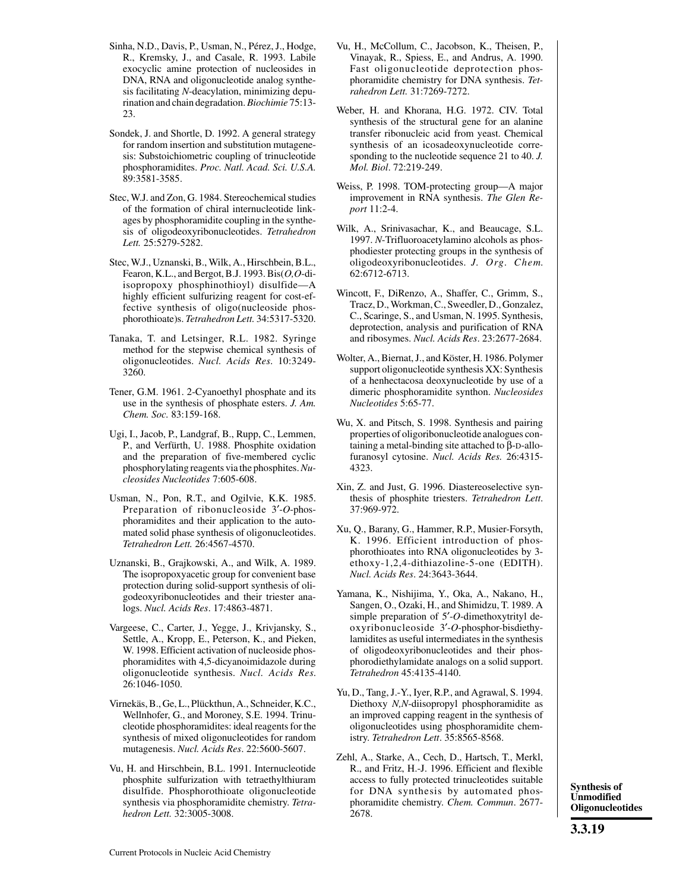Sinha, N.D., Davis, P., Usman, N., Pérez, J., Hodge, R., Kremsky, J., and Casale, R. 1993. Labile exocyclic amine protection of nucleosides in DNA, RNA and oligonucleotide analog synthesis facilitating *N*-deacylation, minimizing depurination and chain degradation. *Biochimie* 75:13-23.

Sondek, J. and Shortle, D. 1992. A general strategy for random insertion and substitution mutagenesis: Substoichiometric coupling of trinucleotide phosphoramidites. *Proc. Natl. Acad. Sci. U.S.A.* 89:3581-3585.

Stec, W.J. and Zon, G. 1984. Stereochemical studies of the formation of chiral internucleotide linkages by phosphoramidite coupling in the synthesis of oligodeoxyribonucleotides. *Tetrahedron Lett.* 25:5279-5282.

Stec, W.J., Uznanski, B., Wilk, A., Hirschbein, B.L., Fearon, K.L., and Bergot, B.J. 1993. Bis(*O,O*-diisopropoxy phosphinothioyl) disulfide—A highly efficient sulfurizing reagent for cost-effective synthesis of oligo(nucleoside phosphorothioate)s. *Tetrahedron Lett.* 34:5317-5320.

Tanaka, T. and Letsinger, R.L. 1982. Syringe method for the stepwise chemical synthesis of oligonucleotides. *Nucl. Acids Res.* 10:3249-3260.

Tener, G.M. 1961. 2-Cyanoethyl phosphate and its use in the synthesis of phosphate esters. *J. Am. Chem. Soc.* 83:159-168.

Ugi, I., Jacob, P., Landgraf, B., Rupp, C., Lemmen, P., and Verfürth, U. 1988. Phosphite oxidation and the preparation of five-membered cyclic phosphorylating reagents via the phosphites. *Nucleosides Nucleotides* 7:605-608.

Usman, N., Pon, R.T., and Ogilvie, K.K. 1985. Preparation of ribonucleoside 3′-*O*-phosphoramidites and their application to the automated solid phase synthesis of oligonucleotides. *Tetrahedron Lett.* 26:4567-4570.

Uznanski, B., Grajkowski, A., and Wilk, A. 1989. The isopropoxyacetic group for convenient base protection during solid-support synthesis of oligodeoxyribonucleotides and their triester analogs. *Nucl. Acids Res*. 17:4863-4871.

Vargeese, C., Carter, J., Yegge, J., Krivjansky, S., Settle, A., Kropp, E., Peterson, K., and Pieken, W. 1998. Efficient activation of nucleoside phosphoramidites with 4,5-dicyanoimidazole during oligonucleotide synthesis. *Nucl. Acids Res*. 26:1046-1050.

Virnekäs, B., Ge, L., Plückthun, A., Schneider, K.C., Wellnhofer, G., and Moroney, S.E. 1994. Trinucleotide phosphoramidites: ideal reagents for the synthesis of mixed oligonucleotides for random mutagenesis. *Nucl. Acids Res*. 22:5600-5607.

Vu, H. and Hirschbein, B.L. 1991. Internucleotide phosphite sulfurization with tetraethylthiuram disulfide. Phosphorothioate oligonucleotide synthesis via phosphoramidite chemistry. *Tetrahedron Lett.* 32:3005-3008.

Vu, H., McCollum, C., Jacobson, K., Theisen, P., Vinayak, R., Spiess, E., and Andrus, A. 1990. Fast oligonucleotide deprotection phosphoramidite chemistry for DNA synthesis. *Tetrahedron Lett.* 31:7269-7272.

Weber, H. and Khorana, H.G. 1972. CIV. Total synthesis of the structural gene for an alanine transfer ribonucleic acid from yeast. Chemical synthesis of an icosadeoxynucleotide corresponding to the nucleotide sequence 21 to 40. *J. Mol. Biol*. 72:219-249.

Weiss, P. 1998. TOM-protecting group—A major improvement in RNA synthesis. *The Glen Report* 11:2-4.

Wilk, A., Srinivasachar, K., and Beaucage, S.L. 1997. *N*-Trifluoroacetylamino alcohols as phosphodiester protecting groups in the synthesis of oligodeoxyribonucleotides. *J. Org. Chem.* 62:6712-6713.

Wincott, F., DiRenzo, A., Shaffer, C., Grimm, S., Tracz, D., Workman, C., Sweedler, D., Gonzalez, C., Scaringe, S., and Usman, N. 1995. Synthesis, deprotection, analysis and purification of RNA and ribosymes. *Nucl. Acids Res*. 23:2677-2684.

Wolter, A., Biernat, J., and Köster, H. 1986. Polymer support oligonucleotide synthesis XX: Synthesis of a henhectacosa deoxynucleotide by use of a dimeric phosphoramidite synthon. *Nucleosides Nucleotides* 5:65-77.

Wu, X. and Pitsch, S. 1998. Synthesis and pairing properties of oligoribonucleotide analogues containing a metal-binding site attached to β-D-allofuranosyl cytosine. *Nucl. Acids Res.* 26:4315-4323.

Xin, Z. and Just, G. 1996. Diastereoselective synthesis of phosphite triesters. *Tetrahedron Lett*. 37:969-972.

Xu, Q., Barany, G., Hammer, R.P., Musier-Forsyth, K. 1996. Efficient introduction of phosphorothioates into RNA oligonucleotides by 3-ethoxy-1,2,4-dithiazoline-5-one (EDITH). *Nucl. Acids Res*. 24:3643-3644.

Yamana, K., Nishijima, Y., Oka, A., Nakano, H., Sangen, O., Ozaki, H., and Shimidzu, T. 1989. A simple preparation of 5′-*O*-dimethoxytrityl deoxyribonucleoside 3′-*O*-phosphor-bisdiethylamidites as useful intermediates in the synthesis of oligodeoxyribonucleotides and their phosphorodiethylamidate analogs on a solid support. *Tetrahedron* 45:4135-4140.

Yu, D., Tang, J.-Y., Iyer, R.P., and Agrawal, S. 1994. Diethoxy *N,N*-diisopropyl phosphoramidite as an improved capping reagent in the synthesis of oligonucleotides using phosphoramidite chemistry. *Tetrahedron Lett*. 35:8565-8568.

Zehl, A., Starke, A., Cech, D., Hartsch, T., Merkl, R., and Fritz, H.-J. 1996. Efficient and flexible access to fully protected trinucleotides suitable for DNA synthesis by automated phosphoramidite chemistry. *Chem. Commun*. 2677-2678.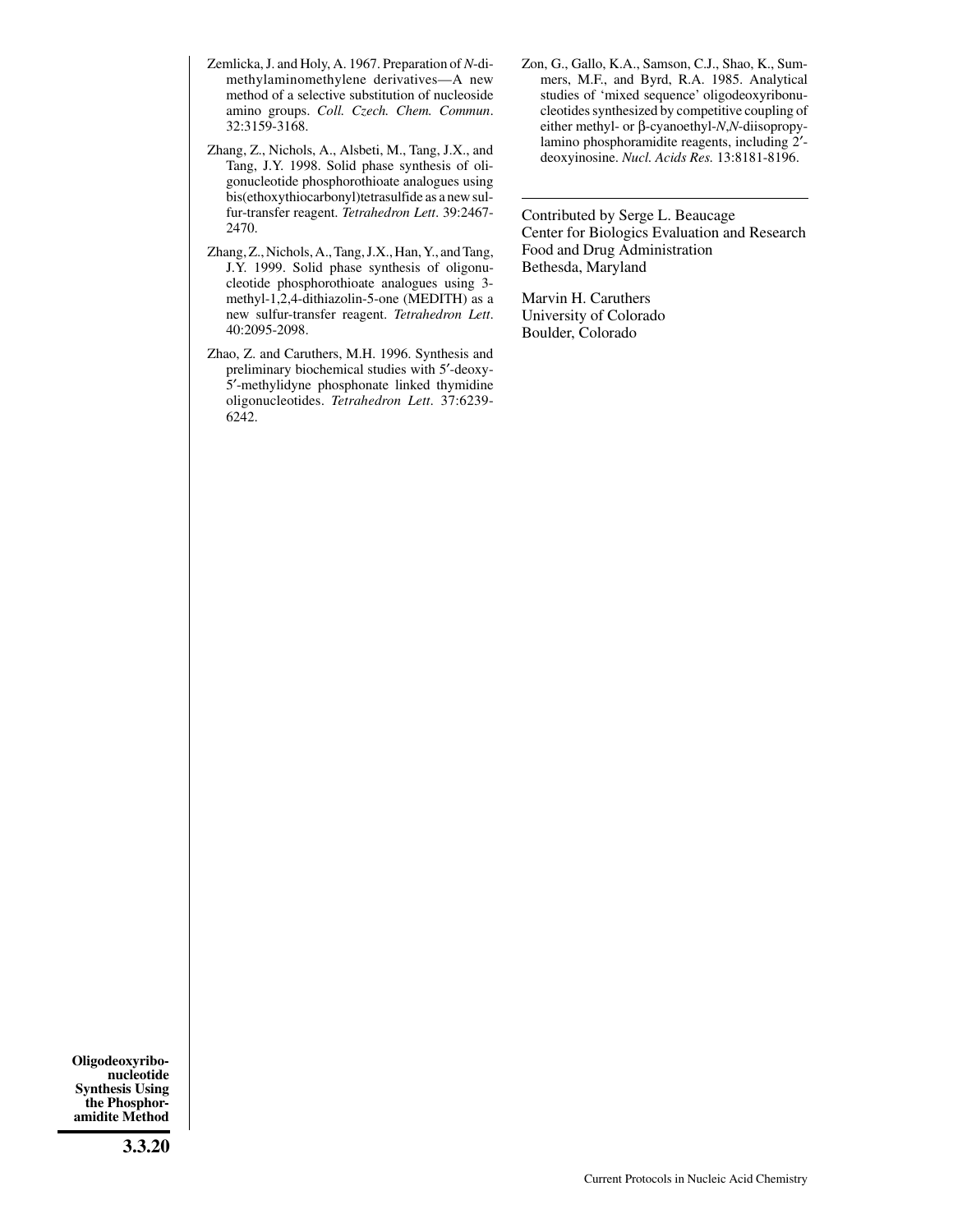Zemlicka, J. and Holy, A. 1967. Preparation of *N*-dimethylaminomethylene derivatives—A new method of a selective substitution of nucleoside amino groups. *Coll. Czech. Chem. Commun*. 32:3159-3168.

Zhang, Z., Nichols, A., Alsbeti, M., Tang, J.X., and Tang, J.Y. 1998. Solid phase synthesis of oligonucleotide phosphorothioate analogues using bis(ethoxythiocarbonyl)tetrasulfide as a new sulfur-transfer reagent. *Tetrahedron Lett*. 39:2467-2470.

Zhang, Z., Nichols, A., Tang, J.X., Han, Y., and Tang, J.Y. 1999. Solid phase synthesis of oligonucleotide phosphorothioate analogues using 3-methyl-1,2,4-dithiazolin-5-one (MEDITH) as a new sulfur-transfer reagent. *Tetrahedron Lett*. 40:2095-2098.

Zhao, Z. and Caruthers, M.H. 1996. Synthesis and preliminary biochemical studies with 5′-deoxy-5′-methylidyne phosphonate linked thymidine oligonucleotides. *Tetrahedron Lett*. 37:6239-6242.

Zon, G., Gallo, K.A., Samson, C.J., Shao, K., Summers, M.F., and Byrd, R.A. 1985. Analytical studies of 'mixed sequence' oligodeoxyribonucleotides synthesized by competitive coupling of either methyl- or β-cyanoethyl-*N*,*N*-diisopropylamino phosphoramidite reagents, including 2′-deoxyinosine. *Nucl. Acids Res.* 13:8181-8196.

---

Contributed by Serge L. Beaucage
Center for Biologics Evaluation and Research
Food and Drug Administration
Bethesda, Maryland

Marvin H. Caruthers
University of Colorado
Boulder, Colorado